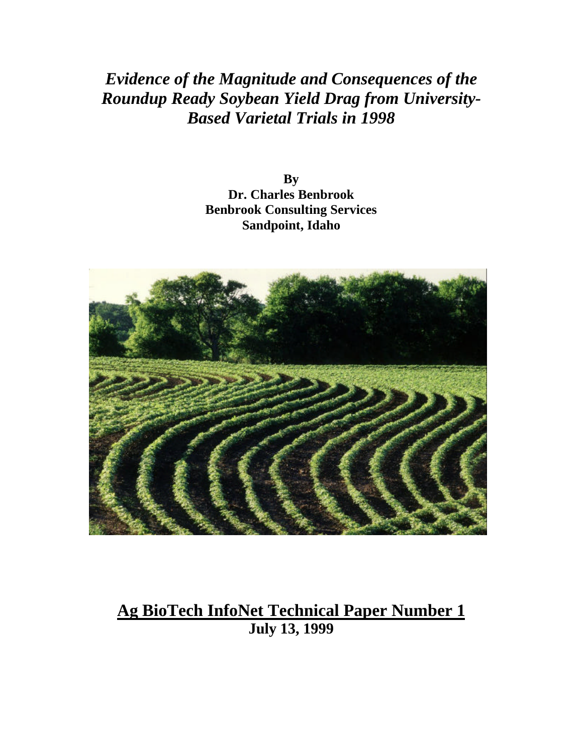# *Evidence of the Magnitude and Consequences of the Roundup Ready Soybean Yield Drag from University-Based Varietal Trials in 1998*

**By**
**Dr. Charles Benbrook**
**Benbrook Consulting Services**
**Sandpoint, Idaho**

## Ag BioTech InfoNet Technical Paper Number 1

**July 13, 1999**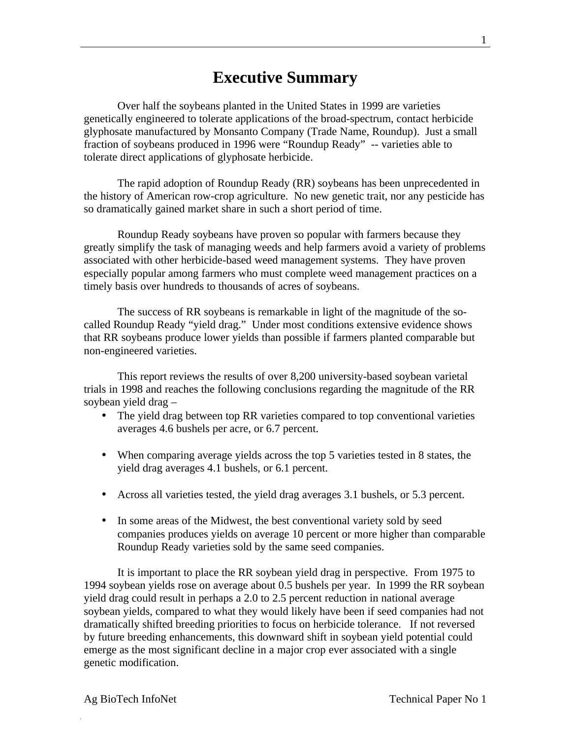# Executive Summary

Over half the soybeans planted in the United States in 1999 are varieties genetically engineered to tolerate applications of the broad-spectrum, contact herbicide glyphosate manufactured by Monsanto Company (Trade Name, Roundup). Just a small fraction of soybeans produced in 1996 were "Roundup Ready" -- varieties able to tolerate direct applications of glyphosate herbicide.

The rapid adoption of Roundup Ready (RR) soybeans has been unprecedented in the history of American row-crop agriculture. No new genetic trait, nor any pesticide has so dramatically gained market share in such a short period of time.

Roundup Ready soybeans have proven so popular with farmers because they greatly simplify the task of managing weeds and help farmers avoid a variety of problems associated with other herbicide-based weed management systems. They have proven especially popular among farmers who must complete weed management practices on a timely basis over hundreds to thousands of acres of soybeans.

The success of RR soybeans is remarkable in light of the magnitude of the so-called Roundup Ready "yield drag." Under most conditions extensive evidence shows that RR soybeans produce lower yields than possible if farmers planted comparable but non-engineered varieties.

This report reviews the results of over 8,200 university-based soybean varietal trials in 1998 and reaches the following conclusions regarding the magnitude of the RR soybean yield drag –

- The yield drag between top RR varieties compared to top conventional varieties averages 4.6 bushels per acre, or 6.7 percent.
- When comparing average yields across the top 5 varieties tested in 8 states, the yield drag averages 4.1 bushels, or 6.1 percent.
- Across all varieties tested, the yield drag averages 3.1 bushels, or 5.3 percent.
- In some areas of the Midwest, the best conventional variety sold by seed companies produces yields on average 10 percent or more higher than comparable Roundup Ready varieties sold by the same seed companies.

It is important to place the RR soybean yield drag in perspective. From 1975 to 1994 soybean yields rose on average about 0.5 bushels per year. In 1999 the RR soybean yield drag could result in perhaps a 2.0 to 2.5 percent reduction in national average soybean yields, compared to what they would likely have been if seed companies had not dramatically shifted breeding priorities to focus on herbicide tolerance. If not reversed by future breeding enhancements, this downward shift in soybean yield potential could emerge as the most significant decline in a major crop ever associated with a single genetic modification.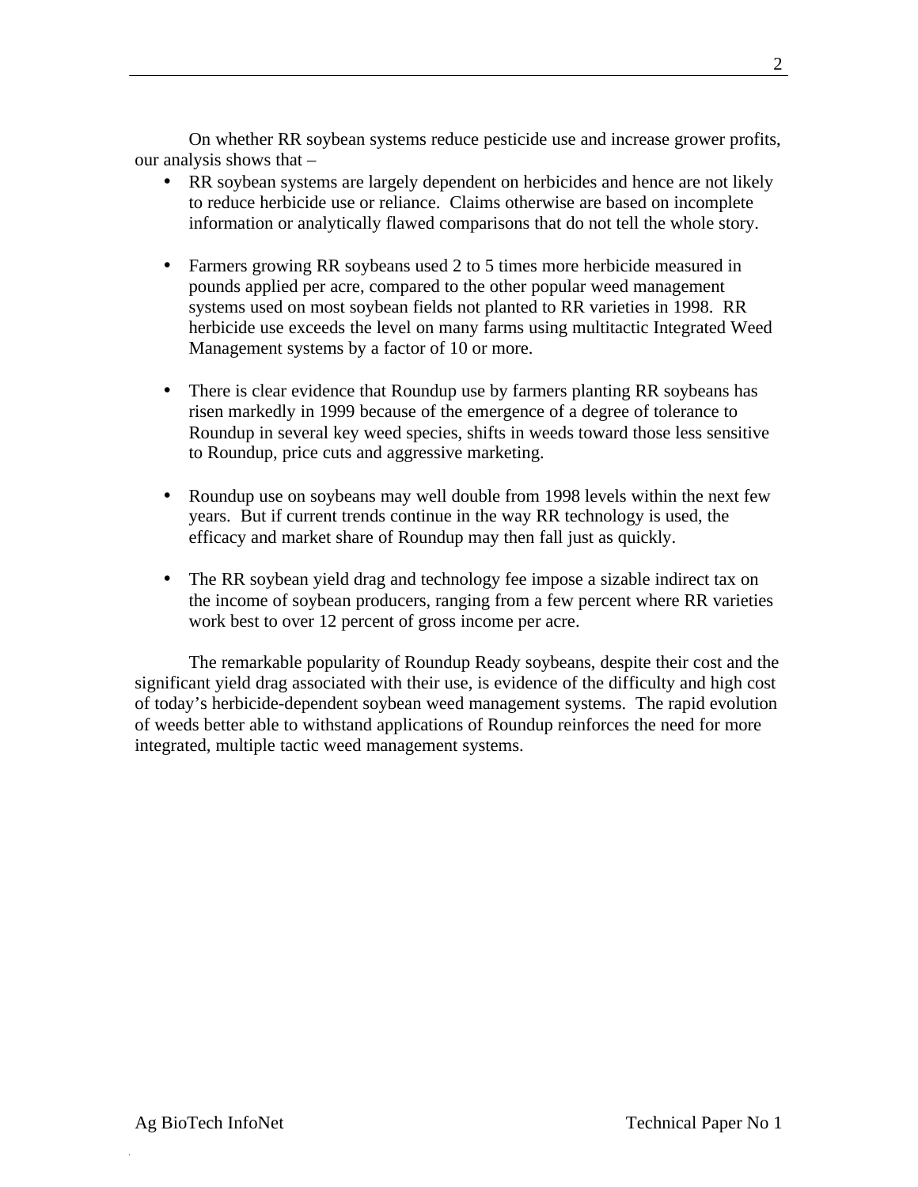On whether RR soybean systems reduce pesticide use and increase grower profits, our analysis shows that –

- RR soybean systems are largely dependent on herbicides and hence are not likely to reduce herbicide use or reliance. Claims otherwise are based on incomplete information or analytically flawed comparisons that do not tell the whole story.

- Farmers growing RR soybeans used 2 to 5 times more herbicide measured in pounds applied per acre, compared to the other popular weed management systems used on most soybean fields not planted to RR varieties in 1998. RR herbicide use exceeds the level on many farms using multitactic Integrated Weed Management systems by a factor of 10 or more.

- There is clear evidence that Roundup use by farmers planting RR soybeans has risen markedly in 1999 because of the emergence of a degree of tolerance to Roundup in several key weed species, shifts in weeds toward those less sensitive to Roundup, price cuts and aggressive marketing.

- Roundup use on soybeans may well double from 1998 levels within the next few years. But if current trends continue in the way RR technology is used, the efficacy and market share of Roundup may then fall just as quickly.

- The RR soybean yield drag and technology fee impose a sizable indirect tax on the income of soybean producers, ranging from a few percent where RR varieties work best to over 12 percent of gross income per acre.

The remarkable popularity of Roundup Ready soybeans, despite their cost and the significant yield drag associated with their use, is evidence of the difficulty and high cost of today's herbicide-dependent soybean weed management systems. The rapid evolution of weeds better able to withstand applications of Roundup reinforces the need for more integrated, multiple tactic weed management systems.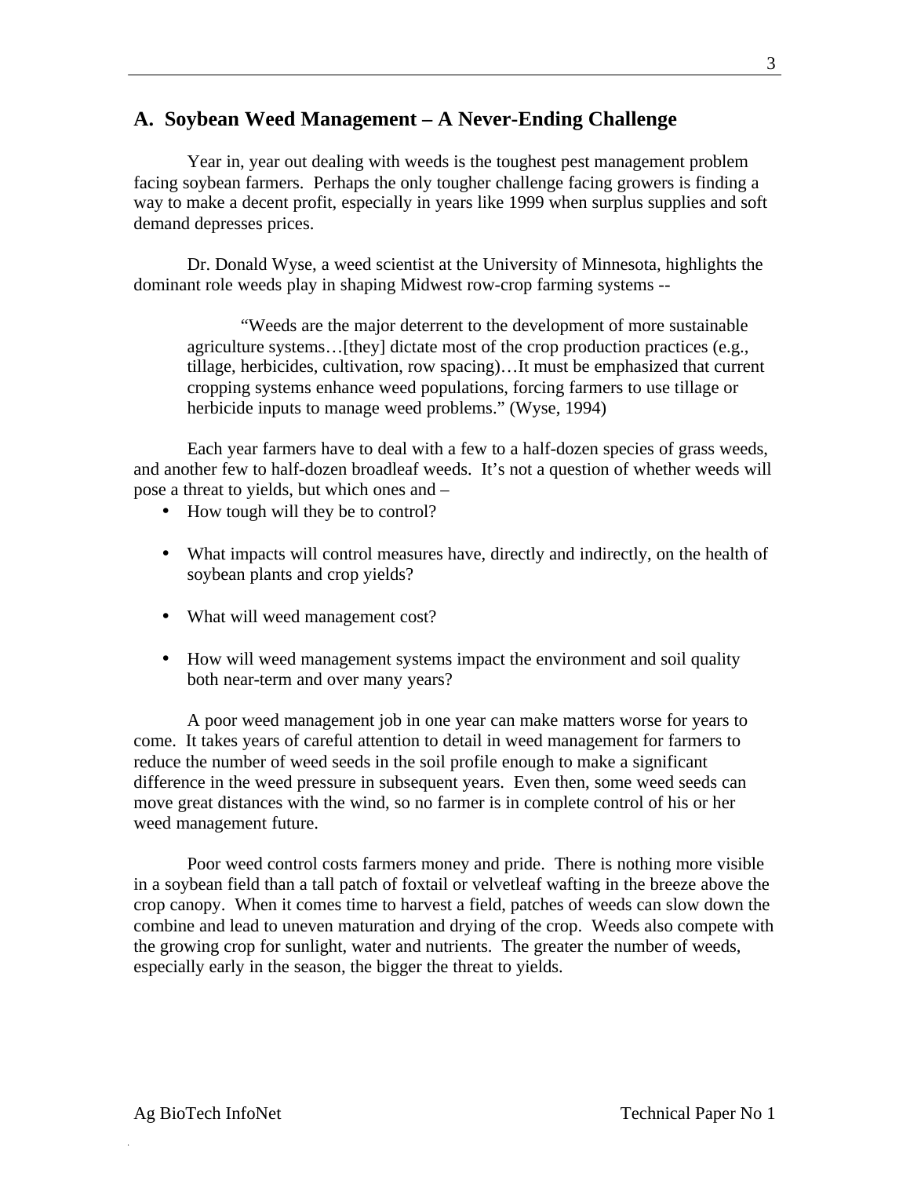## A. Soybean Weed Management – A Never-Ending Challenge

Year in, year out dealing with weeds is the toughest pest management problem facing soybean farmers. Perhaps the only tougher challenge facing growers is finding a way to make a decent profit, especially in years like 1999 when surplus supplies and soft demand depresses prices.

Dr. Donald Wyse, a weed scientist at the University of Minnesota, highlights the dominant role weeds play in shaping Midwest row-crop farming systems --

> "Weeds are the major deterrent to the development of more sustainable agriculture systems…[they] dictate most of the crop production practices (e.g., tillage, herbicides, cultivation, row spacing)…It must be emphasized that current cropping systems enhance weed populations, forcing farmers to use tillage or herbicide inputs to manage weed problems." (Wyse, 1994)

Each year farmers have to deal with a few to a half-dozen species of grass weeds, and another few to half-dozen broadleaf weeds. It's not a question of whether weeds will pose a threat to yields, but which ones and –

- How tough will they be to control?
- What impacts will control measures have, directly and indirectly, on the health of soybean plants and crop yields?
- What will weed management cost?
- How will weed management systems impact the environment and soil quality both near-term and over many years?

A poor weed management job in one year can make matters worse for years to come. It takes years of careful attention to detail in weed management for farmers to reduce the number of weed seeds in the soil profile enough to make a significant difference in the weed pressure in subsequent years. Even then, some weed seeds can move great distances with the wind, so no farmer is in complete control of his or her weed management future.

Poor weed control costs farmers money and pride. There is nothing more visible in a soybean field than a tall patch of foxtail or velvetleaf wafting in the breeze above the crop canopy. When it comes time to harvest a field, patches of weeds can slow down the combine and lead to uneven maturation and drying of the crop. Weeds also compete with the growing crop for sunlight, water and nutrients. The greater the number of weeds, especially early in the season, the bigger the threat to yields.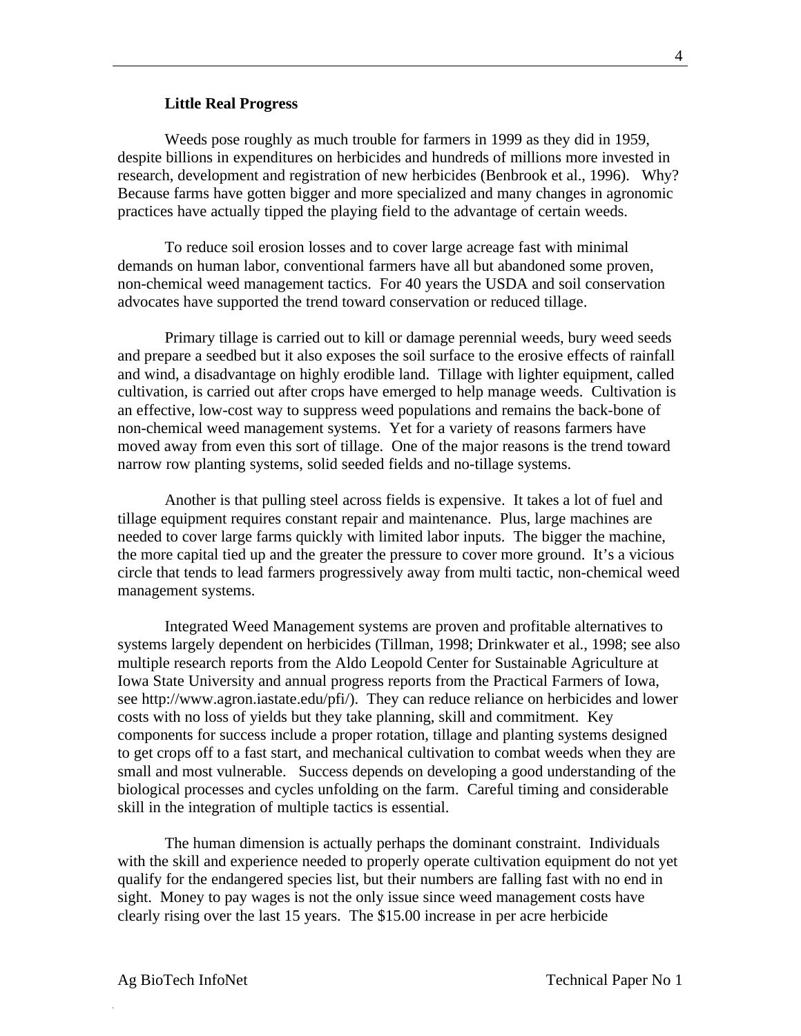### Little Real Progress

Weeds pose roughly as much trouble for farmers in 1999 as they did in 1959, despite billions in expenditures on herbicides and hundreds of millions more invested in research, development and registration of new herbicides (Benbrook et al., 1996). Why? Because farms have gotten bigger and more specialized and many changes in agronomic practices have actually tipped the playing field to the advantage of certain weeds.

To reduce soil erosion losses and to cover large acreage fast with minimal demands on human labor, conventional farmers have all but abandoned some proven, non-chemical weed management tactics. For 40 years the USDA and soil conservation advocates have supported the trend toward conservation or reduced tillage.

Primary tillage is carried out to kill or damage perennial weeds, bury weed seeds and prepare a seedbed but it also exposes the soil surface to the erosive effects of rainfall and wind, a disadvantage on highly erodible land. Tillage with lighter equipment, called cultivation, is carried out after crops have emerged to help manage weeds. Cultivation is an effective, low-cost way to suppress weed populations and remains the back-bone of non-chemical weed management systems. Yet for a variety of reasons farmers have moved away from even this sort of tillage. One of the major reasons is the trend toward narrow row planting systems, solid seeded fields and no-tillage systems.

Another is that pulling steel across fields is expensive. It takes a lot of fuel and tillage equipment requires constant repair and maintenance. Plus, large machines are needed to cover large farms quickly with limited labor inputs. The bigger the machine, the more capital tied up and the greater the pressure to cover more ground. It's a vicious circle that tends to lead farmers progressively away from multi tactic, non-chemical weed management systems.

Integrated Weed Management systems are proven and profitable alternatives to systems largely dependent on herbicides (Tillman, 1998; Drinkwater et al., 1998; see also multiple research reports from the Aldo Leopold Center for Sustainable Agriculture at Iowa State University and annual progress reports from the Practical Farmers of Iowa, see http://www.agron.iastate.edu/pfi/). They can reduce reliance on herbicides and lower costs with no loss of yields but they take planning, skill and commitment. Key components for success include a proper rotation, tillage and planting systems designed to get crops off to a fast start, and mechanical cultivation to combat weeds when they are small and most vulnerable. Success depends on developing a good understanding of the biological processes and cycles unfolding on the farm. Careful timing and considerable skill in the integration of multiple tactics is essential.

The human dimension is actually perhaps the dominant constraint. Individuals with the skill and experience needed to properly operate cultivation equipment do not yet qualify for the endangered species list, but their numbers are falling fast with no end in sight. Money to pay wages is not the only issue since weed management costs have clearly rising over the last 15 years. The $15.00 increase in per acre herbicide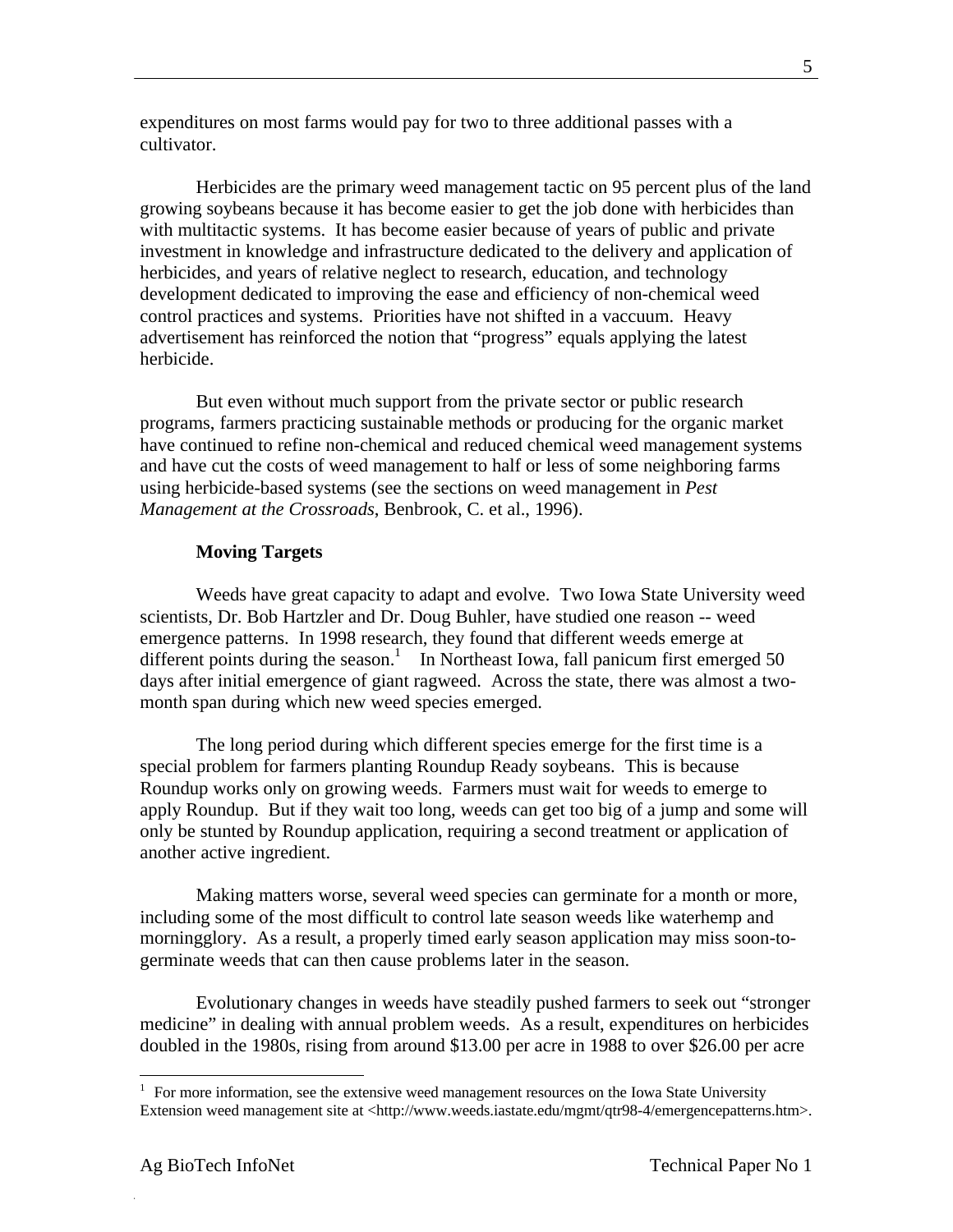expenditures on most farms would pay for two to three additional passes with a cultivator.

Herbicides are the primary weed management tactic on 95 percent plus of the land growing soybeans because it has become easier to get the job done with herbicides than with multitactic systems. It has become easier because of years of public and private investment in knowledge and infrastructure dedicated to the delivery and application of herbicides, and years of relative neglect to research, education, and technology development dedicated to improving the ease and efficiency of non-chemical weed control practices and systems. Priorities have not shifted in a vaccuum. Heavy advertisement has reinforced the notion that "progress" equals applying the latest herbicide.

But even without much support from the private sector or public research programs, farmers practicing sustainable methods or producing for the organic market have continued to refine non-chemical and reduced chemical weed management systems and have cut the costs of weed management to half or less of some neighboring farms using herbicide-based systems (see the sections on weed management in *Pest Management at the Crossroads*, Benbrook, C. et al., 1996).

**Moving Targets**

Weeds have great capacity to adapt and evolve. Two Iowa State University weed scientists, Dr. Bob Hartzler and Dr. Doug Buhler, have studied one reason -- weed emergence patterns. In 1998 research, they found that different weeds emerge at different points during the season.[1] In Northeast Iowa, fall panicum first emerged 50 days after initial emergence of giant ragweed. Across the state, there was almost a two-month span during which new weed species emerged.

The long period during which different species emerge for the first time is a special problem for farmers planting Roundup Ready soybeans. This is because Roundup works only on growing weeds. Farmers must wait for weeds to emerge to apply Roundup. But if they wait too long, weeds can get too big of a jump and some will only be stunted by Roundup application, requiring a second treatment or application of another active ingredient.

Making matters worse, several weed species can germinate for a month or more, including some of the most difficult to control late season weeds like waterhemp and morningglory. As a result, a properly timed early season application may miss soon-to-germinate weeds that can then cause problems later in the season.

Evolutionary changes in weeds have steadily pushed farmers to seek out "stronger medicine" in dealing with annual problem weeds. As a result, expenditures on herbicides doubled in the 1980s, rising from around $13.00 per acre in 1988 to over $26.00 per acre

[1] For more information, see the extensive weed management resources on the Iowa State University Extension weed management site at <http://www.weeds.iastate.edu/mgmt/qtr98-4/emergencepatterns.htm>.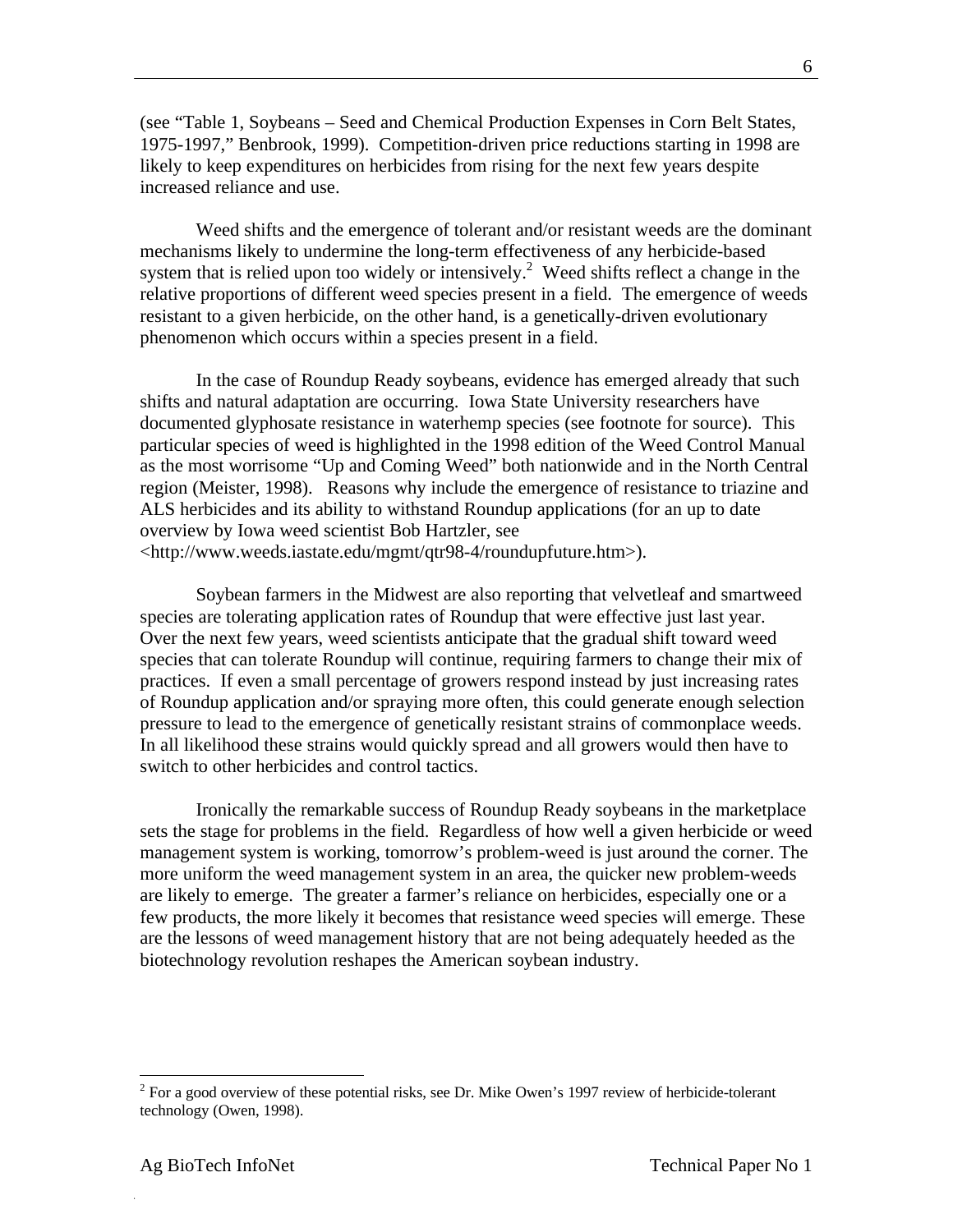(see "Table 1, Soybeans – Seed and Chemical Production Expenses in Corn Belt States, 1975-1997," Benbrook, 1999). Competition-driven price reductions starting in 1998 are likely to keep expenditures on herbicides from rising for the next few years despite increased reliance and use.

Weed shifts and the emergence of tolerant and/or resistant weeds are the dominant mechanisms likely to undermine the long-term effectiveness of any herbicide-based system that is relied upon too widely or intensively.[2] Weed shifts reflect a change in the relative proportions of different weed species present in a field. The emergence of weeds resistant to a given herbicide, on the other hand, is a genetically-driven evolutionary phenomenon which occurs within a species present in a field.

In the case of Roundup Ready soybeans, evidence has emerged already that such shifts and natural adaptation are occurring. Iowa State University researchers have documented glyphosate resistance in waterhemp species (see footnote for source). This particular species of weed is highlighted in the 1998 edition of the Weed Control Manual as the most worrisome "Up and Coming Weed" both nationwide and in the North Central region (Meister, 1998). Reasons why include the emergence of resistance to triazine and ALS herbicides and its ability to withstand Roundup applications (for an up to date overview by Iowa weed scientist Bob Hartzler, see <http://www.weeds.iastate.edu/mgmt/qtr98-4/roundupfuture.htm>).

Soybean farmers in the Midwest are also reporting that velvetleaf and smartweed species are tolerating application rates of Roundup that were effective just last year. Over the next few years, weed scientists anticipate that the gradual shift toward weed species that can tolerate Roundup will continue, requiring farmers to change their mix of practices. If even a small percentage of growers respond instead by just increasing rates of Roundup application and/or spraying more often, this could generate enough selection pressure to lead to the emergence of genetically resistant strains of commonplace weeds. In all likelihood these strains would quickly spread and all growers would then have to switch to other herbicides and control tactics.

Ironically the remarkable success of Roundup Ready soybeans in the marketplace sets the stage for problems in the field. Regardless of how well a given herbicide or weed management system is working, tomorrow's problem-weed is just around the corner. The more uniform the weed management system in an area, the quicker new problem-weeds are likely to emerge. The greater a farmer's reliance on herbicides, especially one or a few products, the more likely it becomes that resistance weed species will emerge. These are the lessons of weed management history that are not being adequately heeded as the biotechnology revolution reshapes the American soybean industry.

---

[2] For a good overview of these potential risks, see Dr. Mike Owen's 1997 review of herbicide-tolerant technology (Owen, 1998).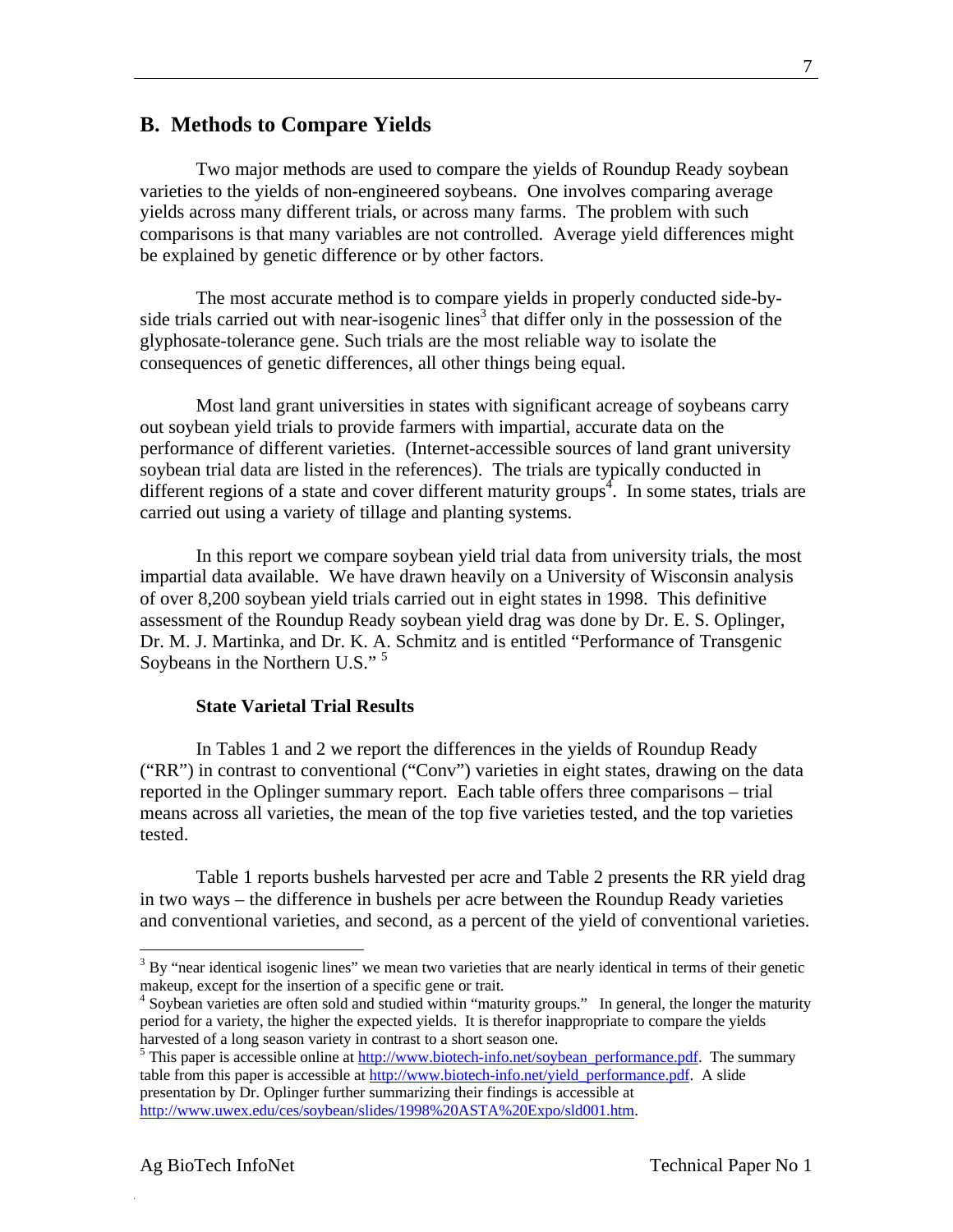## B. Methods to Compare Yields

Two major methods are used to compare the yields of Roundup Ready soybean varieties to the yields of non-engineered soybeans. One involves comparing average yields across many different trials, or across many farms. The problem with such comparisons is that many variables are not controlled. Average yield differences might be explained by genetic difference or by other factors.

The most accurate method is to compare yields in properly conducted side-by-side trials carried out with near-isogenic lines[3] that differ only in the possession of the glyphosate-tolerance gene. Such trials are the most reliable way to isolate the consequences of genetic differences, all other things being equal.

Most land grant universities in states with significant acreage of soybeans carry out soybean yield trials to provide farmers with impartial, accurate data on the performance of different varieties. (Internet-accessible sources of land grant university soybean trial data are listed in the references). The trials are typically conducted in different regions of a state and cover different maturity groups[4]. In some states, trials are carried out using a variety of tillage and planting systems.

In this report we compare soybean yield trial data from university trials, the most impartial data available. We have drawn heavily on a University of Wisconsin analysis of over 8,200 soybean yield trials carried out in eight states in 1998. This definitive assessment of the Roundup Ready soybean yield drag was done by Dr. E. S. Oplinger, Dr. M. J. Martinka, and Dr. K. A. Schmitz and is entitled "Performance of Transgenic Soybeans in the Northern U.S." [5]

### State Varietal Trial Results

In Tables 1 and 2 we report the differences in the yields of Roundup Ready ("RR") in contrast to conventional ("Conv") varieties in eight states, drawing on the data reported in the Oplinger summary report. Each table offers three comparisons – trial means across all varieties, the mean of the top five varieties tested, and the top varieties tested.

Table 1 reports bushels harvested per acre and Table 2 presents the RR yield drag in two ways – the difference in bushels per acre between the Roundup Ready varieties and conventional varieties, and second, as a percent of the yield of conventional varieties.

---

[3] By "near identical isogenic lines" we mean two varieties that are nearly identical in terms of their genetic makeup, except for the insertion of a specific gene or trait.

[4] Soybean varieties are often sold and studied within "maturity groups." In general, the longer the maturity period for a variety, the higher the expected yields. It is therefor inappropriate to compare the yields harvested of a long season variety in contrast to a short season one.

[5] This paper is accessible online at http://www.biotech-info.net/soybean_performance.pdf. The summary table from this paper is accessible at http://www.biotech-info.net/yield_performance.pdf. A slide presentation by Dr. Oplinger further summarizing their findings is accessible at http://www.uwex.edu/ces/soybean/slides/1998%20ASTA%20Expo/sld001.htm.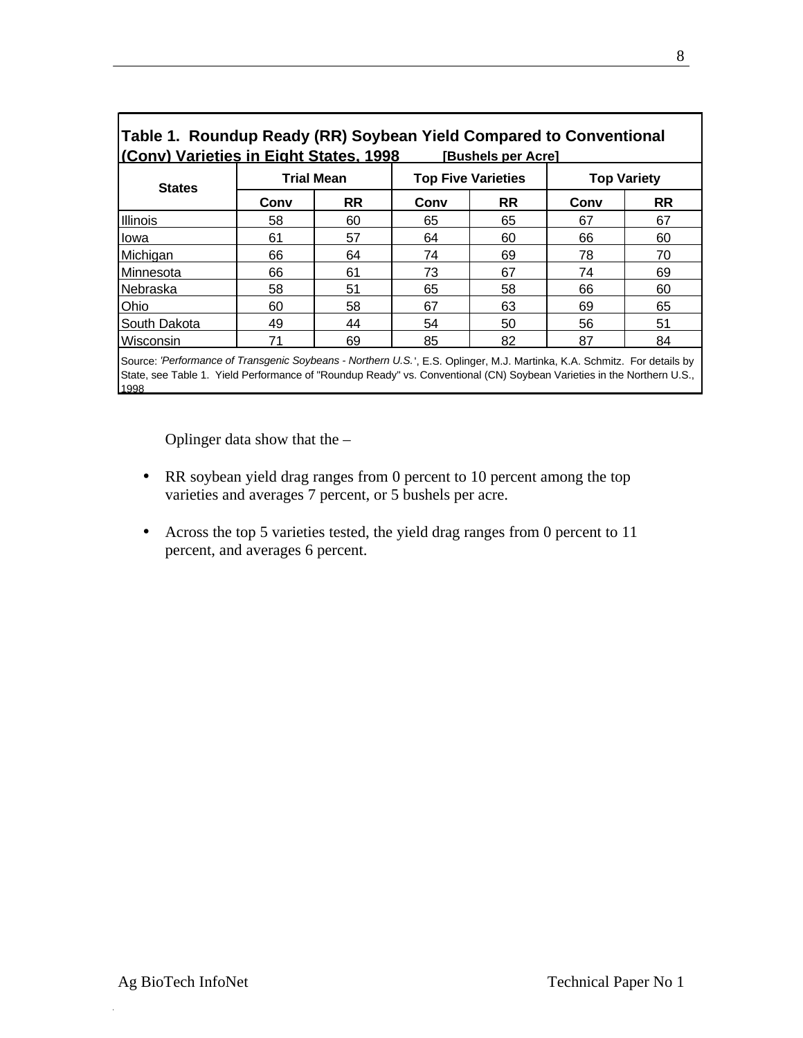**Table 1. Roundup Ready (RR) Soybean Yield Compared to Conventional (Conv) Varieties in Eight States, 1998** [Bushels per Acre]

| States | Trial Mean | | Top Five Varieties | | Top Variety | |
|---|---|---|---|---|---|---|
| | Conv | RR | Conv | RR | Conv | RR |
| Illinois | 58 | 60 | 65 | 65 | 67 | 67 |
| Iowa | 61 | 57 | 64 | 60 | 66 | 60 |
| Michigan | 66 | 64 | 74 | 69 | 78 | 70 |
| Minnesota | 66 | 61 | 73 | 67 | 74 | 69 |
| Nebraska | 58 | 51 | 65 | 58 | 66 | 60 |
| Ohio | 60 | 58 | 67 | 63 | 69 | 65 |
| South Dakota | 49 | 44 | 54 | 50 | 56 | 51 |
| Wisconsin | 71 | 69 | 85 | 82 | 87 | 84 |

Source: *'Performance of Transgenic Soybeans - Northern U.S.'*, E.S. Oplinger, M.J. Martinka, K.A. Schmitz. For details by State, see Table 1. Yield Performance of "Roundup Ready" vs. Conventional (CN) Soybean Varieties in the Northern U.S., 1998

Oplinger data show that the –

- RR soybean yield drag ranges from 0 percent to 10 percent among the top varieties and averages 7 percent, or 5 bushels per acre.

- Across the top 5 varieties tested, the yield drag ranges from 0 percent to 11 percent, and averages 6 percent.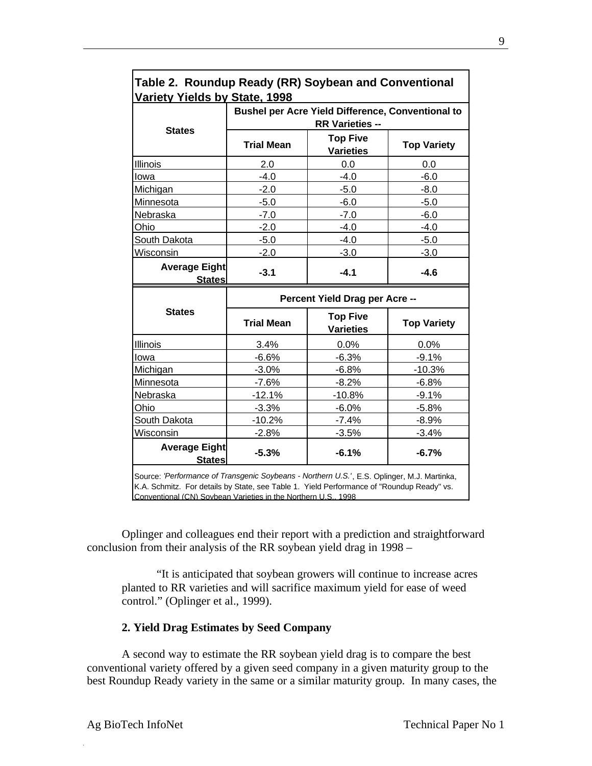**Table 2. Roundup Ready (RR) Soybean and Conventional Variety Yields by State, 1998**

| States | Bushel per Acre Yield Difference, Conventional to RR Varieties -- | | |
|---|---|---|---|
| | Trial Mean | Top Five Varieties | Top Variety |
| Illinois | 2.0 | 0.0 | 0.0 |
| Iowa | -4.0 | -4.0 | -6.0 |
| Michigan | -2.0 | -5.0 | -8.0 |
| Minnesota | -5.0 | -6.0 | -5.0 |
| Nebraska | -7.0 | -7.0 | -6.0 |
| Ohio | -2.0 | -4.0 | -4.0 |
| South Dakota | -5.0 | -4.0 | -5.0 |
| Wisconsin | -2.0 | -3.0 | -3.0 |
| **Average Eight States** | **-3.1** | **-4.1** | **-4.6** |

| States | Percent Yield Drag per Acre -- | | |
|---|---|---|---|
| | Trial Mean | Top Five Varieties | Top Variety |
| Illinois | 3.4% | 0.0% | 0.0% |
| Iowa | -6.6% | -6.3% | -9.1% |
| Michigan | -3.0% | -6.8% | -10.3% |
| Minnesota | -7.6% | -8.2% | -6.8% |
| Nebraska | -12.1% | -10.8% | -9.1% |
| Ohio | -3.3% | -6.0% | -5.8% |
| South Dakota | -10.2% | -7.4% | -8.9% |
| Wisconsin | -2.8% | -3.5% | -3.4% |
| **Average Eight States** | **-5.3%** | **-6.1%** | **-6.7%** |

Source: *'Performance of Transgenic Soybeans - Northern U.S.'*, E.S. Oplinger, M.J. Martinka, K.A. Schmitz. For details by State, see Table 1. Yield Performance of "Roundup Ready" vs. Conventional (CN) Soybean Varieties in the Northern U.S., 1998

Oplinger and colleagues end their report with a prediction and straightforward conclusion from their analysis of the RR soybean yield drag in 1998 –

> "It is anticipated that soybean growers will continue to increase acres planted to RR varieties and will sacrifice maximum yield for ease of weed control." (Oplinger et al., 1999).

### 2. Yield Drag Estimates by Seed Company

A second way to estimate the RR soybean yield drag is to compare the best conventional variety offered by a given seed company in a given maturity group to the best Roundup Ready variety in the same or a similar maturity group. In many cases, the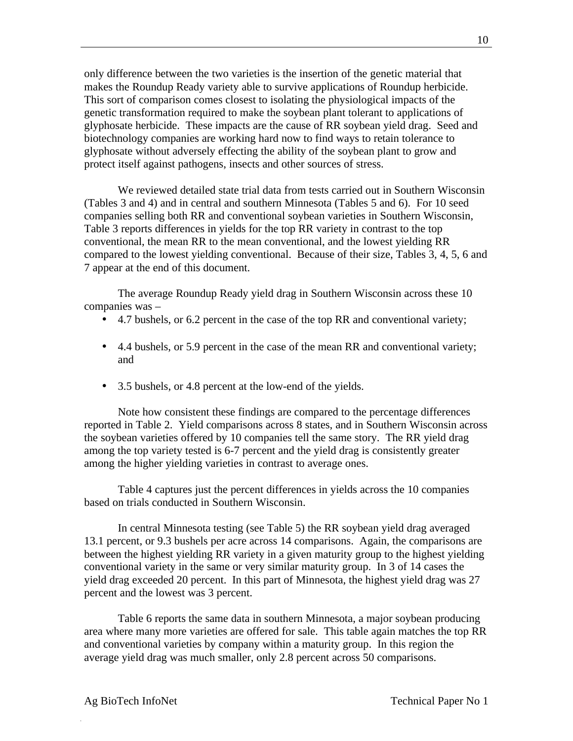only difference between the two varieties is the insertion of the genetic material that makes the Roundup Ready variety able to survive applications of Roundup herbicide. This sort of comparison comes closest to isolating the physiological impacts of the genetic transformation required to make the soybean plant tolerant to applications of glyphosate herbicide. These impacts are the cause of RR soybean yield drag. Seed and biotechnology companies are working hard now to find ways to retain tolerance to glyphosate without adversely effecting the ability of the soybean plant to grow and protect itself against pathogens, insects and other sources of stress.

We reviewed detailed state trial data from tests carried out in Southern Wisconsin (Tables 3 and 4) and in central and southern Minnesota (Tables 5 and 6). For 10 seed companies selling both RR and conventional soybean varieties in Southern Wisconsin, Table 3 reports differences in yields for the top RR variety in contrast to the top conventional, the mean RR to the mean conventional, and the lowest yielding RR compared to the lowest yielding conventional. Because of their size, Tables 3, 4, 5, 6 and 7 appear at the end of this document.

The average Roundup Ready yield drag in Southern Wisconsin across these 10 companies was –

- 4.7 bushels, or 6.2 percent in the case of the top RR and conventional variety;
- 4.4 bushels, or 5.9 percent in the case of the mean RR and conventional variety; and
- 3.5 bushels, or 4.8 percent at the low-end of the yields.

Note how consistent these findings are compared to the percentage differences reported in Table 2. Yield comparisons across 8 states, and in Southern Wisconsin across the soybean varieties offered by 10 companies tell the same story. The RR yield drag among the top variety tested is 6-7 percent and the yield drag is consistently greater among the higher yielding varieties in contrast to average ones.

Table 4 captures just the percent differences in yields across the 10 companies based on trials conducted in Southern Wisconsin.

In central Minnesota testing (see Table 5) the RR soybean yield drag averaged 13.1 percent, or 9.3 bushels per acre across 14 comparisons. Again, the comparisons are between the highest yielding RR variety in a given maturity group to the highest yielding conventional variety in the same or very similar maturity group. In 3 of 14 cases the yield drag exceeded 20 percent. In this part of Minnesota, the highest yield drag was 27 percent and the lowest was 3 percent.

Table 6 reports the same data in southern Minnesota, a major soybean producing area where many more varieties are offered for sale. This table again matches the top RR and conventional varieties by company within a maturity group. In this region the average yield drag was much smaller, only 2.8 percent across 50 comparisons.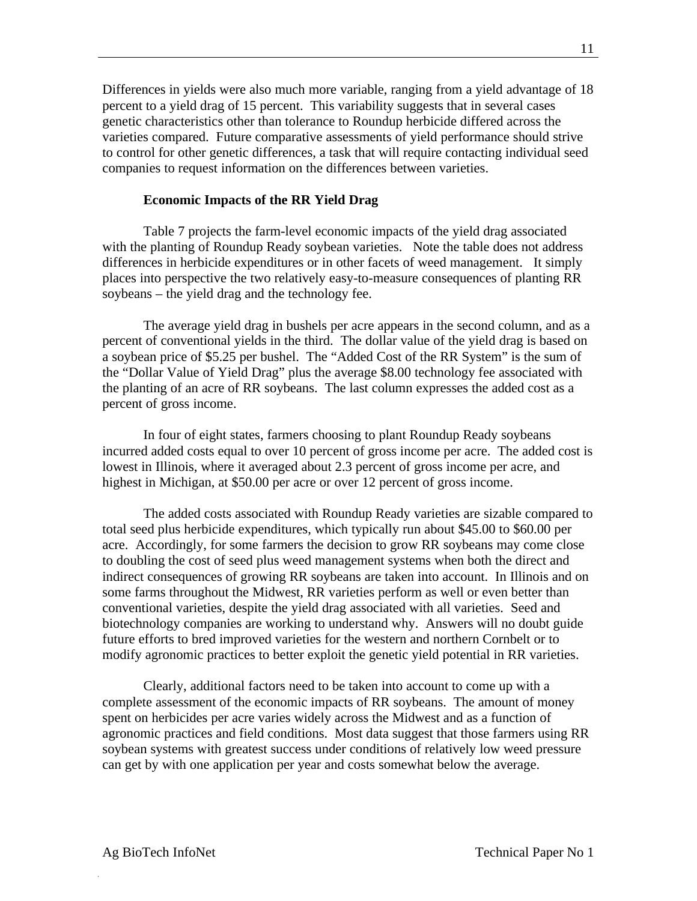Differences in yields were also much more variable, ranging from a yield advantage of 18 percent to a yield drag of 15 percent. This variability suggests that in several cases genetic characteristics other than tolerance to Roundup herbicide differed across the varieties compared. Future comparative assessments of yield performance should strive to control for other genetic differences, a task that will require contacting individual seed companies to request information on the differences between varieties.

### Economic Impacts of the RR Yield Drag

Table 7 projects the farm-level economic impacts of the yield drag associated with the planting of Roundup Ready soybean varieties. Note the table does not address differences in herbicide expenditures or in other facets of weed management. It simply places into perspective the two relatively easy-to-measure consequences of planting RR soybeans – the yield drag and the technology fee.

The average yield drag in bushels per acre appears in the second column, and as a percent of conventional yields in the third. The dollar value of the yield drag is based on a soybean price of $5.25 per bushel. The "Added Cost of the RR System" is the sum of the "Dollar Value of Yield Drag" plus the average $8.00 technology fee associated with the planting of an acre of RR soybeans. The last column expresses the added cost as a percent of gross income.

In four of eight states, farmers choosing to plant Roundup Ready soybeans incurred added costs equal to over 10 percent of gross income per acre. The added cost is lowest in Illinois, where it averaged about 2.3 percent of gross income per acre, and highest in Michigan, at $50.00 per acre or over 12 percent of gross income.

The added costs associated with Roundup Ready varieties are sizable compared to total seed plus herbicide expenditures, which typically run about $45.00 to $60.00 per acre. Accordingly, for some farmers the decision to grow RR soybeans may come close to doubling the cost of seed plus weed management systems when both the direct and indirect consequences of growing RR soybeans are taken into account. In Illinois and on some farms throughout the Midwest, RR varieties perform as well or even better than conventional varieties, despite the yield drag associated with all varieties. Seed and biotechnology companies are working to understand why. Answers will no doubt guide future efforts to bred improved varieties for the western and northern Cornbelt or to modify agronomic practices to better exploit the genetic yield potential in RR varieties.

Clearly, additional factors need to be taken into account to come up with a complete assessment of the economic impacts of RR soybeans. The amount of money spent on herbicides per acre varies widely across the Midwest and as a function of agronomic practices and field conditions. Most data suggest that those farmers using RR soybean systems with greatest success under conditions of relatively low weed pressure can get by with one application per year and costs somewhat below the average.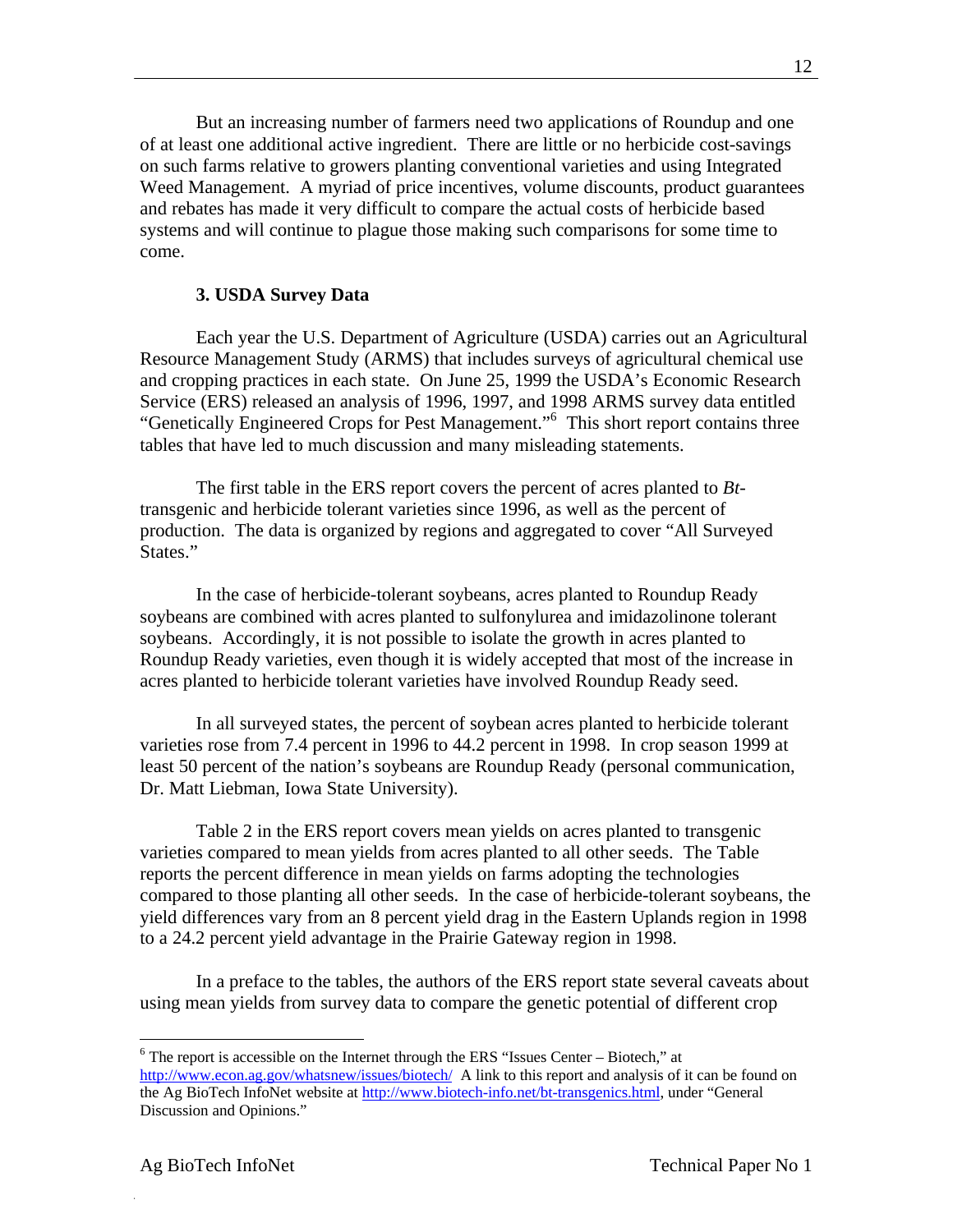But an increasing number of farmers need two applications of Roundup and one of at least one additional active ingredient. There are little or no herbicide cost-savings on such farms relative to growers planting conventional varieties and using Integrated Weed Management. A myriad of price incentives, volume discounts, product guarantees and rebates has made it very difficult to compare the actual costs of herbicide based systems and will continue to plague those making such comparisons for some time to come.

### 3. USDA Survey Data

Each year the U.S. Department of Agriculture (USDA) carries out an Agricultural Resource Management Study (ARMS) that includes surveys of agricultural chemical use and cropping practices in each state. On June 25, 1999 the USDA's Economic Research Service (ERS) released an analysis of 1996, 1997, and 1998 ARMS survey data entitled "Genetically Engineered Crops for Pest Management."[6] This short report contains three tables that have led to much discussion and many misleading statements.

The first table in the ERS report covers the percent of acres planted to *Bt*-transgenic and herbicide tolerant varieties since 1996, as well as the percent of production. The data is organized by regions and aggregated to cover "All Surveyed States."

In the case of herbicide-tolerant soybeans, acres planted to Roundup Ready soybeans are combined with acres planted to sulfonylurea and imidazolinone tolerant soybeans. Accordingly, it is not possible to isolate the growth in acres planted to Roundup Ready varieties, even though it is widely accepted that most of the increase in acres planted to herbicide tolerant varieties have involved Roundup Ready seed.

In all surveyed states, the percent of soybean acres planted to herbicide tolerant varieties rose from 7.4 percent in 1996 to 44.2 percent in 1998. In crop season 1999 at least 50 percent of the nation's soybeans are Roundup Ready (personal communication, Dr. Matt Liebman, Iowa State University).

Table 2 in the ERS report covers mean yields on acres planted to transgenic varieties compared to mean yields from acres planted to all other seeds. The Table reports the percent difference in mean yields on farms adopting the technologies compared to those planting all other seeds. In the case of herbicide-tolerant soybeans, the yield differences vary from an 8 percent yield drag in the Eastern Uplands region in 1998 to a 24.2 percent yield advantage in the Prairie Gateway region in 1998.

In a preface to the tables, the authors of the ERS report state several caveats about using mean yields from survey data to compare the genetic potential of different crop

---

[6] The report is accessible on the Internet through the ERS "Issues Center – Biotech," at http://www.econ.ag.gov/whatsnew/issues/biotech/ A link to this report and analysis of it can be found on the Ag BioTech InfoNet website at http://www.biotech-info.net/bt-transgenics.html, under "General Discussion and Opinions."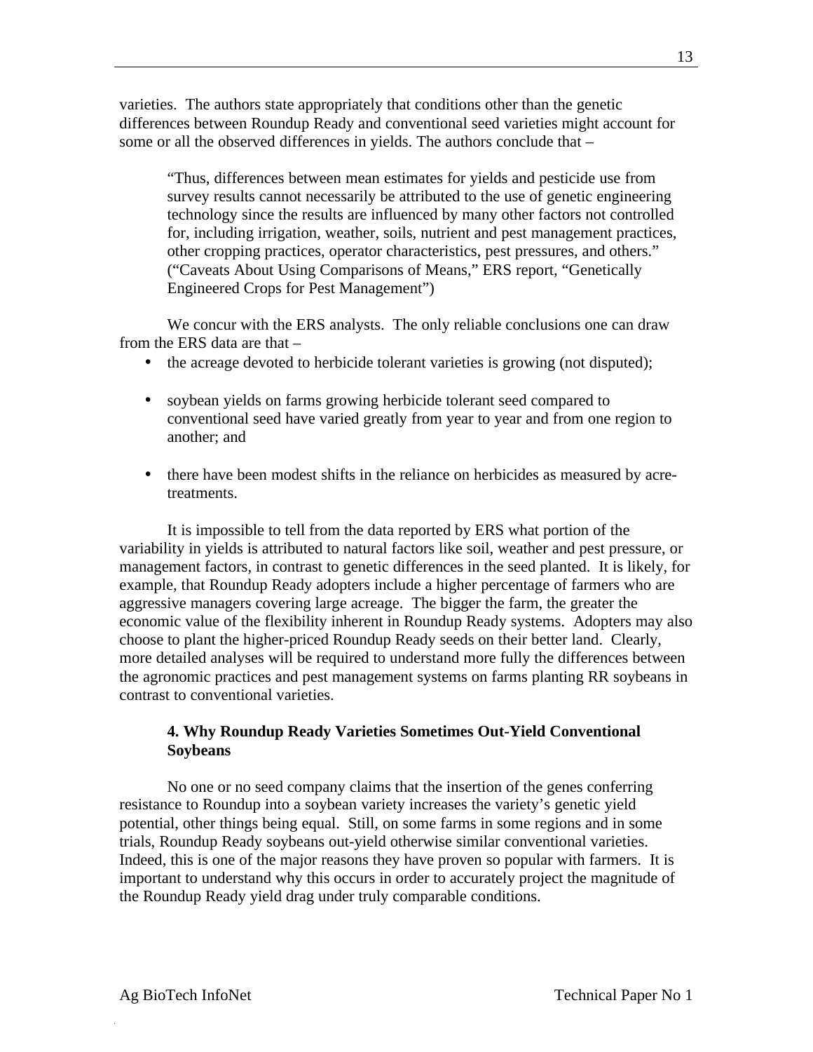varieties. The authors state appropriately that conditions other than the genetic differences between Roundup Ready and conventional seed varieties might account for some or all the observed differences in yields. The authors conclude that –

> "Thus, differences between mean estimates for yields and pesticide use from survey results cannot necessarily be attributed to the use of genetic engineering technology since the results are influenced by many other factors not controlled for, including irrigation, weather, soils, nutrient and pest management practices, other cropping practices, operator characteristics, pest pressures, and others." ("Caveats About Using Comparisons of Means," ERS report, "Genetically Engineered Crops for Pest Management")

We concur with the ERS analysts. The only reliable conclusions one can draw from the ERS data are that –

- the acreage devoted to herbicide tolerant varieties is growing (not disputed);
- soybean yields on farms growing herbicide tolerant seed compared to conventional seed have varied greatly from year to year and from one region to another; and
- there have been modest shifts in the reliance on herbicides as measured by acre-treatments.

It is impossible to tell from the data reported by ERS what portion of the variability in yields is attributed to natural factors like soil, weather and pest pressure, or management factors, in contrast to genetic differences in the seed planted. It is likely, for example, that Roundup Ready adopters include a higher percentage of farmers who are aggressive managers covering large acreage. The bigger the farm, the greater the economic value of the flexibility inherent in Roundup Ready systems. Adopters may also choose to plant the higher-priced Roundup Ready seeds on their better land. Clearly, more detailed analyses will be required to understand more fully the differences between the agronomic practices and pest management systems on farms planting RR soybeans in contrast to conventional varieties.

### 4. Why Roundup Ready Varieties Sometimes Out-Yield Conventional Soybeans

No one or no seed company claims that the insertion of the genes conferring resistance to Roundup into a soybean variety increases the variety's genetic yield potential, other things being equal. Still, on some farms in some regions and in some trials, Roundup Ready soybeans out-yield otherwise similar conventional varieties. Indeed, this is one of the major reasons they have proven so popular with farmers. It is important to understand why this occurs in order to accurately project the magnitude of the Roundup Ready yield drag under truly comparable conditions.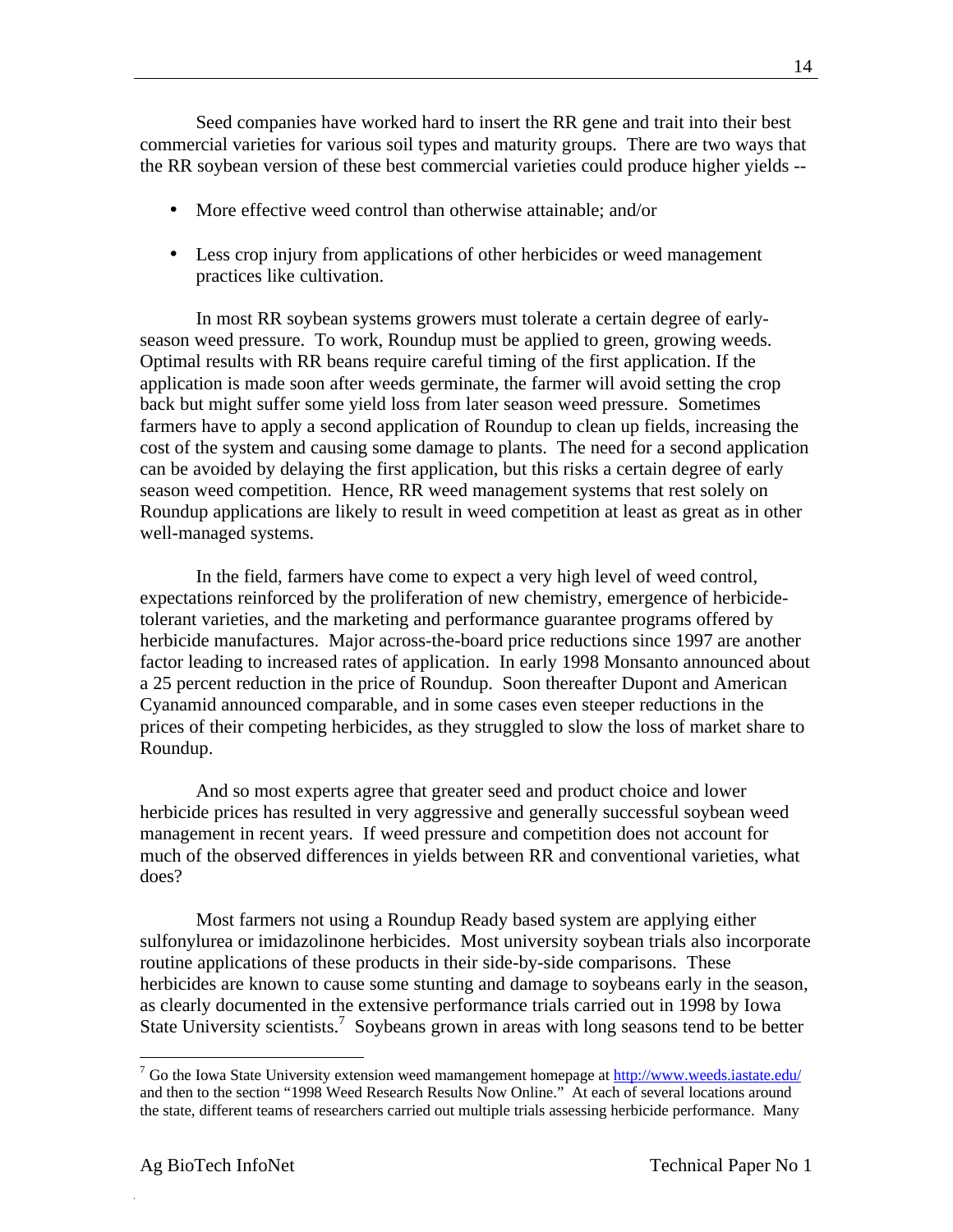Seed companies have worked hard to insert the RR gene and trait into their best commercial varieties for various soil types and maturity groups. There are two ways that the RR soybean version of these best commercial varieties could produce higher yields --

- More effective weed control than otherwise attainable; and/or
- Less crop injury from applications of other herbicides or weed management practices like cultivation.

In most RR soybean systems growers must tolerate a certain degree of early-season weed pressure. To work, Roundup must be applied to green, growing weeds. Optimal results with RR beans require careful timing of the first application. If the application is made soon after weeds germinate, the farmer will avoid setting the crop back but might suffer some yield loss from later season weed pressure. Sometimes farmers have to apply a second application of Roundup to clean up fields, increasing the cost of the system and causing some damage to plants. The need for a second application can be avoided by delaying the first application, but this risks a certain degree of early season weed competition. Hence, RR weed management systems that rest solely on Roundup applications are likely to result in weed competition at least as great as in other well-managed systems.

In the field, farmers have come to expect a very high level of weed control, expectations reinforced by the proliferation of new chemistry, emergence of herbicide-tolerant varieties, and the marketing and performance guarantee programs offered by herbicide manufactures. Major across-the-board price reductions since 1997 are another factor leading to increased rates of application. In early 1998 Monsanto announced about a 25 percent reduction in the price of Roundup. Soon thereafter Dupont and American Cyanamid announced comparable, and in some cases even steeper reductions in the prices of their competing herbicides, as they struggled to slow the loss of market share to Roundup.

And so most experts agree that greater seed and product choice and lower herbicide prices has resulted in very aggressive and generally successful soybean weed management in recent years. If weed pressure and competition does not account for much of the observed differences in yields between RR and conventional varieties, what does?

Most farmers not using a Roundup Ready based system are applying either sulfonylurea or imidazolinone herbicides. Most university soybean trials also incorporate routine applications of these products in their side-by-side comparisons. These herbicides are known to cause some stunting and damage to soybeans early in the season, as clearly documented in the extensive performance trials carried out in 1998 by Iowa State University scientists.[7] Soybeans grown in areas with long seasons tend to be better

[7] Go the Iowa State University extension weed mamangement homepage at http://www.weeds.iastate.edu/ and then to the section "1998 Weed Research Results Now Online." At each of several locations around the state, different teams of researchers carried out multiple trials assessing herbicide performance. Many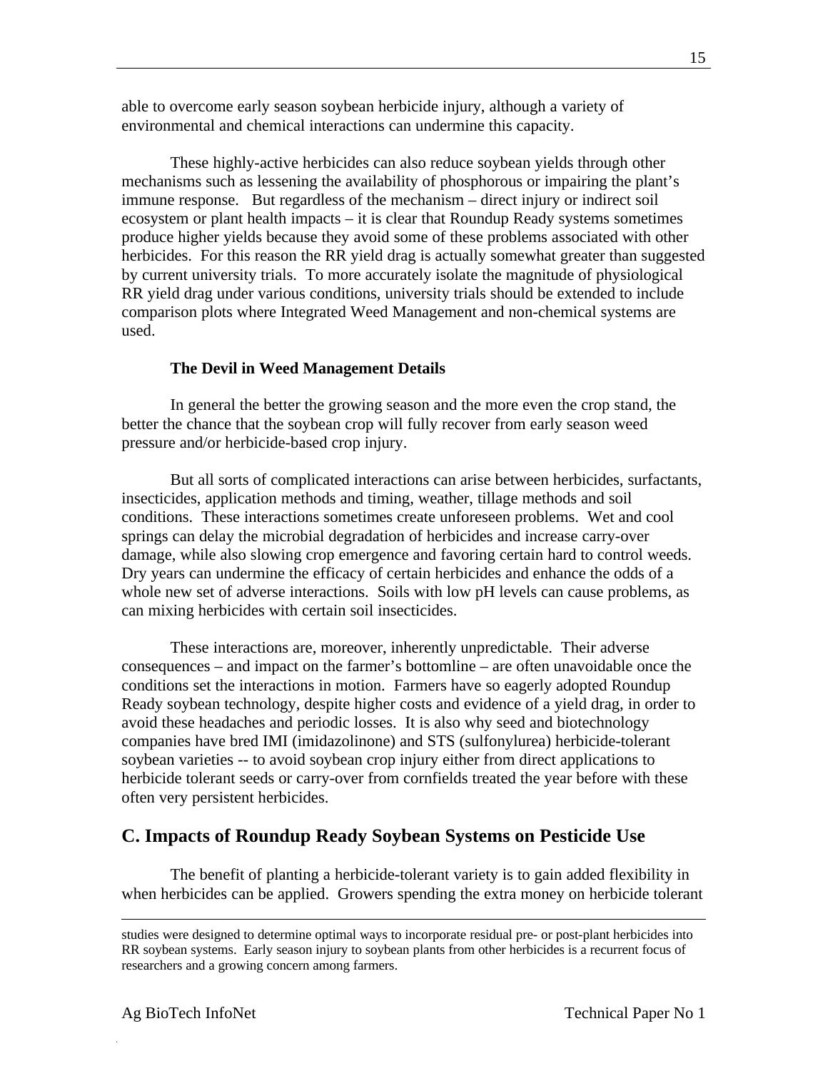able to overcome early season soybean herbicide injury, although a variety of environmental and chemical interactions can undermine this capacity.

These highly-active herbicides can also reduce soybean yields through other mechanisms such as lessening the availability of phosphorous or impairing the plant's immune response. But regardless of the mechanism – direct injury or indirect soil ecosystem or plant health impacts – it is clear that Roundup Ready systems sometimes produce higher yields because they avoid some of these problems associated with other herbicides. For this reason the RR yield drag is actually somewhat greater than suggested by current university trials. To more accurately isolate the magnitude of physiological RR yield drag under various conditions, university trials should be extended to include comparison plots where Integrated Weed Management and non-chemical systems are used.

**The Devil in Weed Management Details**

In general the better the growing season and the more even the crop stand, the better the chance that the soybean crop will fully recover from early season weed pressure and/or herbicide-based crop injury.

But all sorts of complicated interactions can arise between herbicides, surfactants, insecticides, application methods and timing, weather, tillage methods and soil conditions. These interactions sometimes create unforeseen problems. Wet and cool springs can delay the microbial degradation of herbicides and increase carry-over damage, while also slowing crop emergence and favoring certain hard to control weeds. Dry years can undermine the efficacy of certain herbicides and enhance the odds of a whole new set of adverse interactions. Soils with low pH levels can cause problems, as can mixing herbicides with certain soil insecticides.

These interactions are, moreover, inherently unpredictable. Their adverse consequences – and impact on the farmer's bottomline – are often unavoidable once the conditions set the interactions in motion. Farmers have so eagerly adopted Roundup Ready soybean technology, despite higher costs and evidence of a yield drag, in order to avoid these headaches and periodic losses. It is also why seed and biotechnology companies have bred IMI (imidazolinone) and STS (sulfonylurea) herbicide-tolerant soybean varieties -- to avoid soybean crop injury either from direct applications to herbicide tolerant seeds or carry-over from cornfields treated the year before with these often very persistent herbicides.

## C. Impacts of Roundup Ready Soybean Systems on Pesticide Use

The benefit of planting a herbicide-tolerant variety is to gain added flexibility in when herbicides can be applied. Growers spending the extra money on herbicide tolerant

---

studies were designed to determine optimal ways to incorporate residual pre- or post-plant herbicides into RR soybean systems. Early season injury to soybean plants from other herbicides is a recurrent focus of researchers and a growing concern among farmers.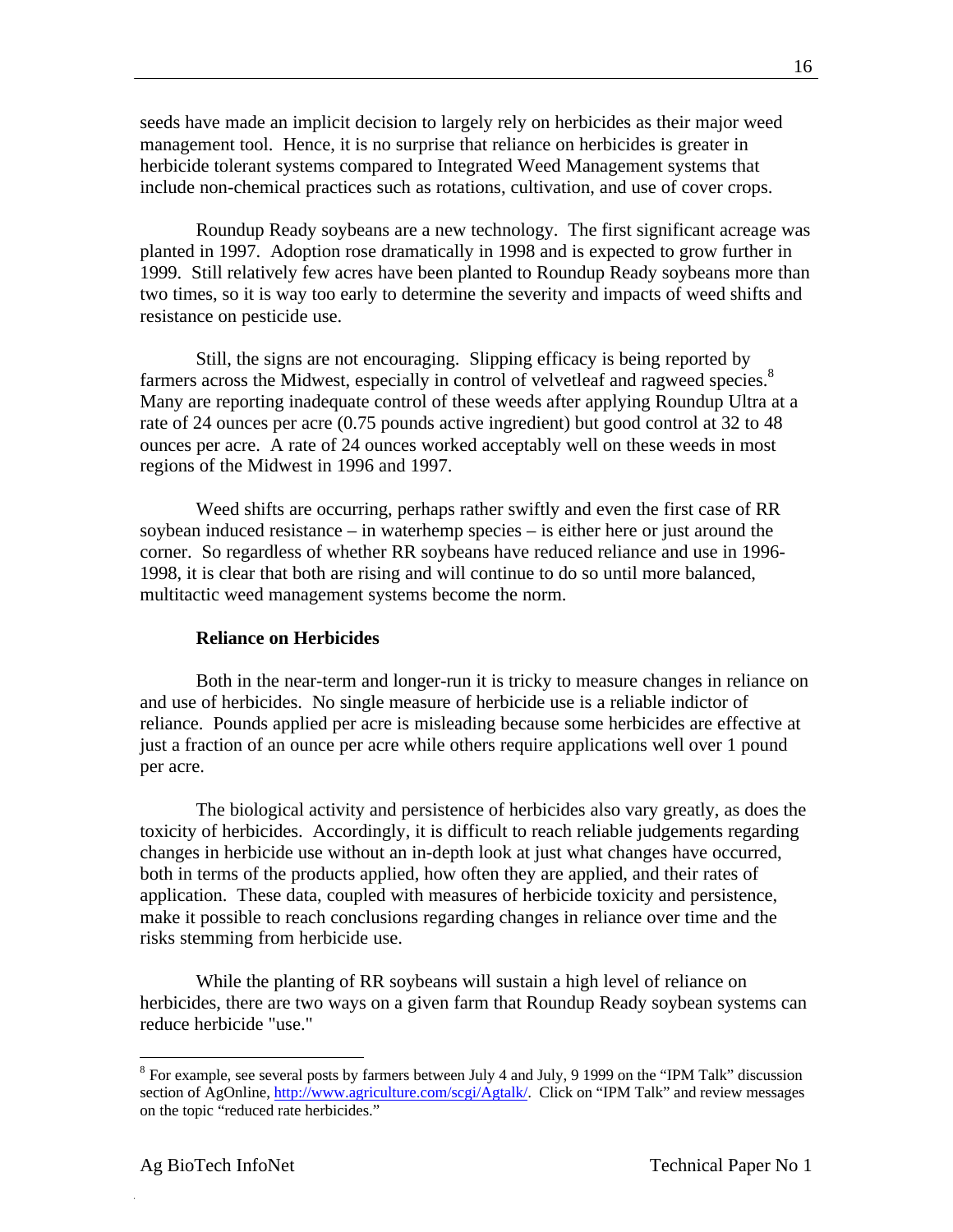seeds have made an implicit decision to largely rely on herbicides as their major weed management tool. Hence, it is no surprise that reliance on herbicides is greater in herbicide tolerant systems compared to Integrated Weed Management systems that include non-chemical practices such as rotations, cultivation, and use of cover crops.

Roundup Ready soybeans are a new technology. The first significant acreage was planted in 1997. Adoption rose dramatically in 1998 and is expected to grow further in 1999. Still relatively few acres have been planted to Roundup Ready soybeans more than two times, so it is way too early to determine the severity and impacts of weed shifts and resistance on pesticide use.

Still, the signs are not encouraging. Slipping efficacy is being reported by farmers across the Midwest, especially in control of velvetleaf and ragweed species.[8] Many are reporting inadequate control of these weeds after applying Roundup Ultra at a rate of 24 ounces per acre (0.75 pounds active ingredient) but good control at 32 to 48 ounces per acre. A rate of 24 ounces worked acceptably well on these weeds in most regions of the Midwest in 1996 and 1997.

Weed shifts are occurring, perhaps rather swiftly and even the first case of RR soybean induced resistance – in waterhemp species – is either here or just around the corner. So regardless of whether RR soybeans have reduced reliance and use in 1996-1998, it is clear that both are rising and will continue to do so until more balanced, multitactic weed management systems become the norm.

### Reliance on Herbicides

Both in the near-term and longer-run it is tricky to measure changes in reliance on and use of herbicides. No single measure of herbicide use is a reliable indictor of reliance. Pounds applied per acre is misleading because some herbicides are effective at just a fraction of an ounce per acre while others require applications well over 1 pound per acre.

The biological activity and persistence of herbicides also vary greatly, as does the toxicity of herbicides. Accordingly, it is difficult to reach reliable judgements regarding changes in herbicide use without an in-depth look at just what changes have occurred, both in terms of the products applied, how often they are applied, and their rates of application. These data, coupled with measures of herbicide toxicity and persistence, make it possible to reach conclusions regarding changes in reliance over time and the risks stemming from herbicide use.

While the planting of RR soybeans will sustain a high level of reliance on herbicides, there are two ways on a given farm that Roundup Ready soybean systems can reduce herbicide "use."

---

[8] For example, see several posts by farmers between July 4 and July, 9 1999 on the "IPM Talk" discussion section of AgOnline, http://www.agriculture.com/scgi/Agtalk/. Click on "IPM Talk" and review messages on the topic "reduced rate herbicides."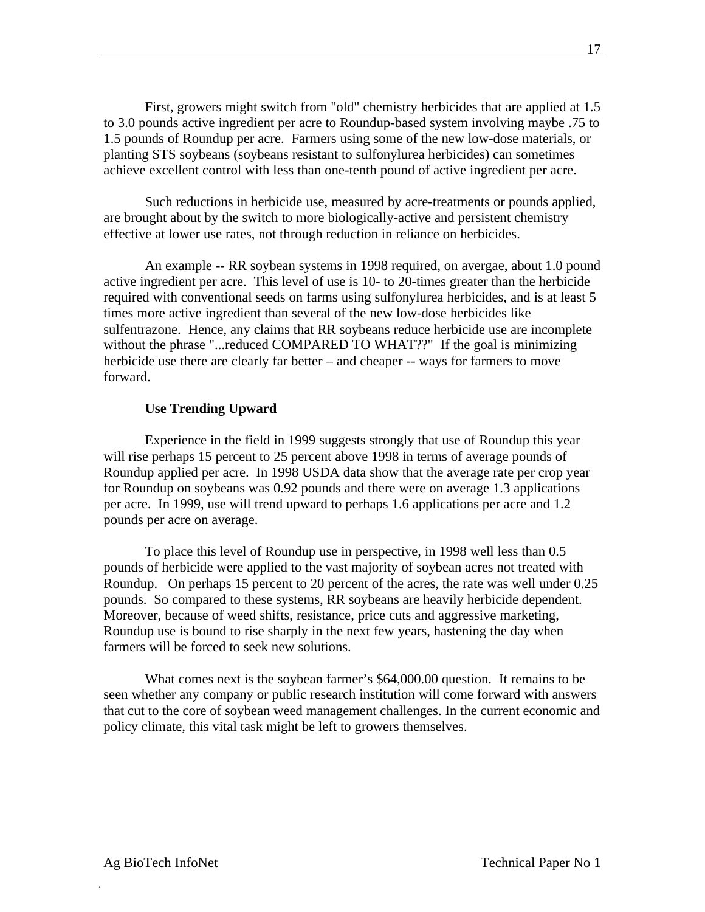First, growers might switch from "old" chemistry herbicides that are applied at 1.5 to 3.0 pounds active ingredient per acre to Roundup-based system involving maybe .75 to 1.5 pounds of Roundup per acre. Farmers using some of the new low-dose materials, or planting STS soybeans (soybeans resistant to sulfonylurea herbicides) can sometimes achieve excellent control with less than one-tenth pound of active ingredient per acre.

Such reductions in herbicide use, measured by acre-treatments or pounds applied, are brought about by the switch to more biologically-active and persistent chemistry effective at lower use rates, not through reduction in reliance on herbicides.

An example -- RR soybean systems in 1998 required, on avergae, about 1.0 pound active ingredient per acre. This level of use is 10- to 20-times greater than the herbicide required with conventional seeds on farms using sulfonylurea herbicides, and is at least 5 times more active ingredient than several of the new low-dose herbicides like sulfentrazone. Hence, any claims that RR soybeans reduce herbicide use are incomplete without the phrase "...reduced COMPARED TO WHAT??" If the goal is minimizing herbicide use there are clearly far better – and cheaper -- ways for farmers to move forward.

**Use Trending Upward**

Experience in the field in 1999 suggests strongly that use of Roundup this year will rise perhaps 15 percent to 25 percent above 1998 in terms of average pounds of Roundup applied per acre. In 1998 USDA data show that the average rate per crop year for Roundup on soybeans was 0.92 pounds and there were on average 1.3 applications per acre. In 1999, use will trend upward to perhaps 1.6 applications per acre and 1.2 pounds per acre on average.

To place this level of Roundup use in perspective, in 1998 well less than 0.5 pounds of herbicide were applied to the vast majority of soybean acres not treated with Roundup. On perhaps 15 percent to 20 percent of the acres, the rate was well under 0.25 pounds. So compared to these systems, RR soybeans are heavily herbicide dependent. Moreover, because of weed shifts, resistance, price cuts and aggressive marketing, Roundup use is bound to rise sharply in the next few years, hastening the day when farmers will be forced to seek new solutions.

What comes next is the soybean farmer’s $64,000.00 question. It remains to be seen whether any company or public research institution will come forward with answers that cut to the core of soybean weed management challenges. In the current economic and policy climate, this vital task might be left to growers themselves.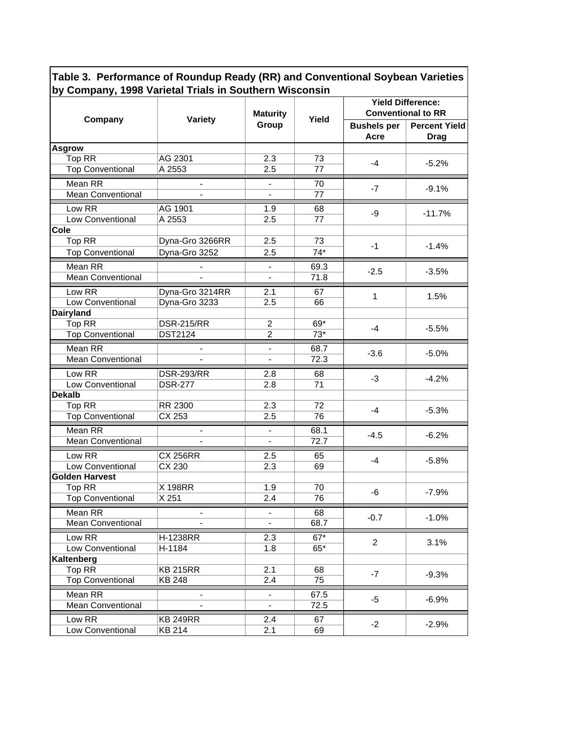**Table 3. Performance of Roundup Ready (RR) and Conventional Soybean Varieties by Company, 1998 Varietal Trials in Southern Wisconsin**

| Company | Variety | Maturity Group | Yield | Yield Difference: Conventional to RR | |
|---|---|---|---|---|---|
| | | | | Bushels per Acre | Percent Yield Drag |
| **Asgrow** | | | | | |
| Top RR | AG 2301 | 2.3 | 73 | -4 | -5.2% |
| Top Conventional | A 2553 | 2.5 | 77 | | |
| Mean RR | - | - | 70 | -7 | -9.1% |
| Mean Conventional | - | - | 77 | | |
| Low RR | AG 1901 | 1.9 | 68 | -9 | -11.7% |
| Low Conventional | A 2553 | 2.5 | 77 | | |
| **Cole** | | | | | |
| Top RR | Dyna-Gro 3266RR | 2.5 | 73 | -1 | -1.4% |
| Top Conventional | Dyna-Gro 3252 | 2.5 | 74* | | |
| Mean RR | - | - | 69.3 | -2.5 | -3.5% |
| Mean Conventional | - | - | 71.8 | | |
| Low RR | Dyna-Gro 3214RR | 2.1 | 67 | 1 | 1.5% |
| Low Conventional | Dyna-Gro 3233 | 2.5 | 66 | | |
| **Dairyland** | | | | | |
| Top RR | DSR-215/RR | 2 | 69* | -4 | -5.5% |
| Top Conventional | DST2124 | 2 | 73* | | |
| Mean RR | - | - | 68.7 | -3.6 | -5.0% |
| Mean Conventional | - | - | 72.3 | | |
| Low RR | DSR-293/RR | 2.8 | 68 | -3 | -4.2% |
| Low Conventional | DSR-277 | 2.8 | 71 | | |
| **Dekalb** | | | | | |
| Top RR | RR 2300 | 2.3 | 72 | -4 | -5.3% |
| Top Conventional | CX 253 | 2.5 | 76 | | |
| Mean RR | - | - | 68.1 | -4.5 | -6.2% |
| Mean Conventional | - | - | 72.7 | | |
| Low RR | CX 256RR | 2.5 | 65 | -4 | -5.8% |
| Low Conventional | CX 230 | 2.3 | 69 | | |
| **Golden Harvest** | | | | | |
| Top RR | X 198RR | 1.9 | 70 | -6 | -7.9% |
| Top Conventional | X 251 | 2.4 | 76 | | |
| Mean RR | - | - | 68 | -0.7 | -1.0% |
| Mean Conventional | - | - | 68.7 | | |
| Low RR | H-1238RR | 2.3 | 67* | 2 | 3.1% |
| Low Conventional | H-1184 | 1.8 | 65* | | |
| **Kaltenberg** | | | | | |
| Top RR | KB 215RR | 2.1 | 68 | -7 | -9.3% |
| Top Conventional | KB 248 | 2.4 | 75 | | |
| Mean RR | - | - | 67.5 | -5 | -6.9% |
| Mean Conventional | - | - | 72.5 | | |
| Low RR | KB 249RR | 2.4 | 67 | -2 | -2.9% |
| Low Conventional | KB 214 | 2.1 | 69 | | |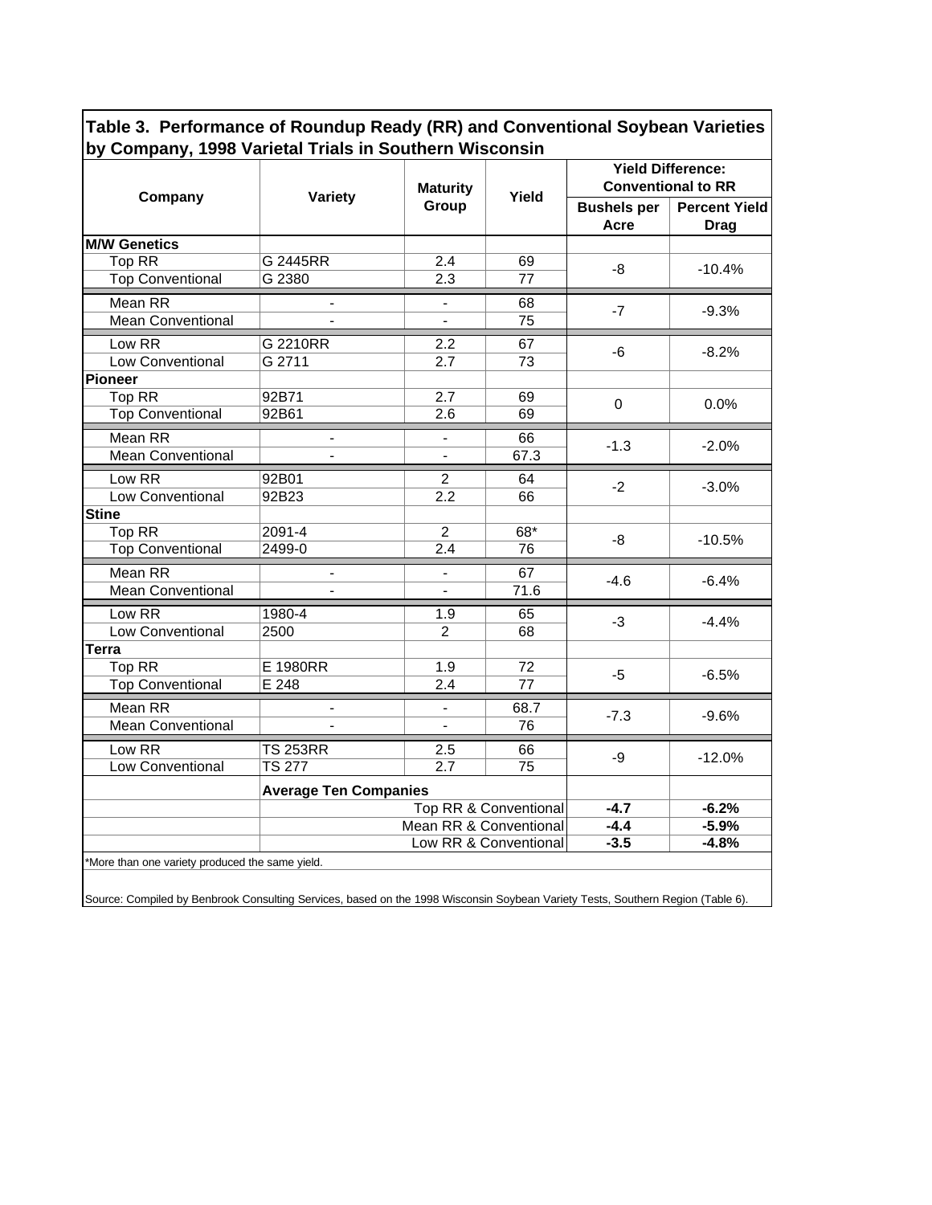**Table 3. Performance of Roundup Ready (RR) and Conventional Soybean Varieties by Company, 1998 Varietal Trials in Southern Wisconsin**

| Company | Variety | Maturity Group | Yield | Yield Difference: Conventional to RR | |
|---|---|---|---|---|---|
| | | | | Bushels per Acre | Percent Yield Drag |
| **M/W Genetics** | | | | | |
| Top RR | G 2445RR | 2.4 | 69 | -8 | -10.4% |
| Top Conventional | G 2380 | 2.3 | 77 | | |
| Mean RR | - | - | 68 | -7 | -9.3% |
| Mean Conventional | - | - | 75 | | |
| Low RR | G 2210RR | 2.2 | 67 | -6 | -8.2% |
| Low Conventional | G 2711 | 2.7 | 73 | | |
| **Pioneer** | | | | | |
| Top RR | 92B71 | 2.7 | 69 | 0 | 0.0% |
| Top Conventional | 92B61 | 2.6 | 69 | | |
| Mean RR | - | - | 66 | -1.3 | -2.0% |
| Mean Conventional | - | - | 67.3 | | |
| Low RR | 92B01 | 2 | 64 | -2 | -3.0% |
| Low Conventional | 92B23 | 2.2 | 66 | | |
| **Stine** | | | | | |
| Top RR | 2091-4 | 2 | 68* | -8 | -10.5% |
| Top Conventional | 2499-0 | 2.4 | 76 | | |
| Mean RR | - | - | 67 | -4.6 | -6.4% |
| Mean Conventional | - | - | 71.6 | | |
| Low RR | 1980-4 | 1.9 | 65 | -3 | -4.4% |
| Low Conventional | 2500 | 2 | 68 | | |
| **Terra** | | | | | |
| Top RR | E 1980RR | 1.9 | 72 | -5 | -6.5% |
| Top Conventional | E 248 | 2.4 | 77 | | |
| Mean RR | - | - | 68.7 | -7.3 | -9.6% |
| Mean Conventional | - | - | 76 | | |
| Low RR | TS 253RR | 2.5 | 66 | -9 | -12.0% |
| Low Conventional | TS 277 | 2.7 | 75 | | |
| | **Average Ten Companies** | | | | |
| | | | Top RR & Conventional | **-4.7** | **-6.2%** |
| | | | Mean RR & Conventional | **-4.4** | **-5.9%** |
| | | | Low RR & Conventional | **-3.5** | **-4.8%** |

*More than one variety produced the same yield.

Source: Compiled by Benbrook Consulting Services, based on the 1998 Wisconsin Soybean Variety Tests, Southern Region (Table 6).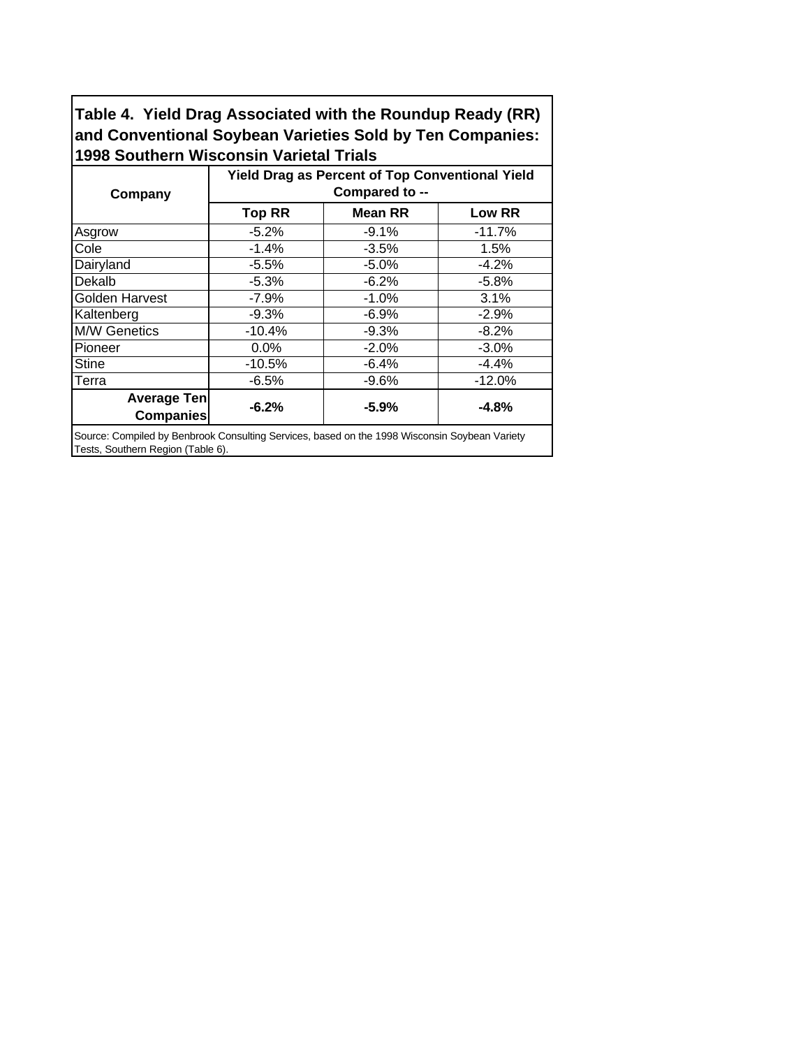**Table 4. Yield Drag Associated with the Roundup Ready (RR) and Conventional Soybean Varieties Sold by Ten Companies: 1998 Southern Wisconsin Varietal Trials**

| Company | Yield Drag as Percent of Top Conventional Yield Compared to -- | | |
|---|---|---|---|
| | **Top RR** | **Mean RR** | **Low RR** |
| Asgrow | -5.2% | -9.1% | -11.7% |
| Cole | -1.4% | -3.5% | 1.5% |
| Dairyland | -5.5% | -5.0% | -4.2% |
| Dekalb | -5.3% | -6.2% | -5.8% |
| Golden Harvest | -7.9% | -1.0% | 3.1% |
| Kaltenberg | -9.3% | -6.9% | -2.9% |
| M/W Genetics | -10.4% | -9.3% | -8.2% |
| Pioneer | 0.0% | -2.0% | -3.0% |
| Stine | -10.5% | -6.4% | -4.4% |
| Terra | -6.5% | -9.6% | -12.0% |
| **Average Ten Companies** | **-6.2%** | **-5.9%** | **-4.8%** |

Source: Compiled by Benbrook Consulting Services, based on the 1998 Wisconsin Soybean Variety Tests, Southern Region (Table 6).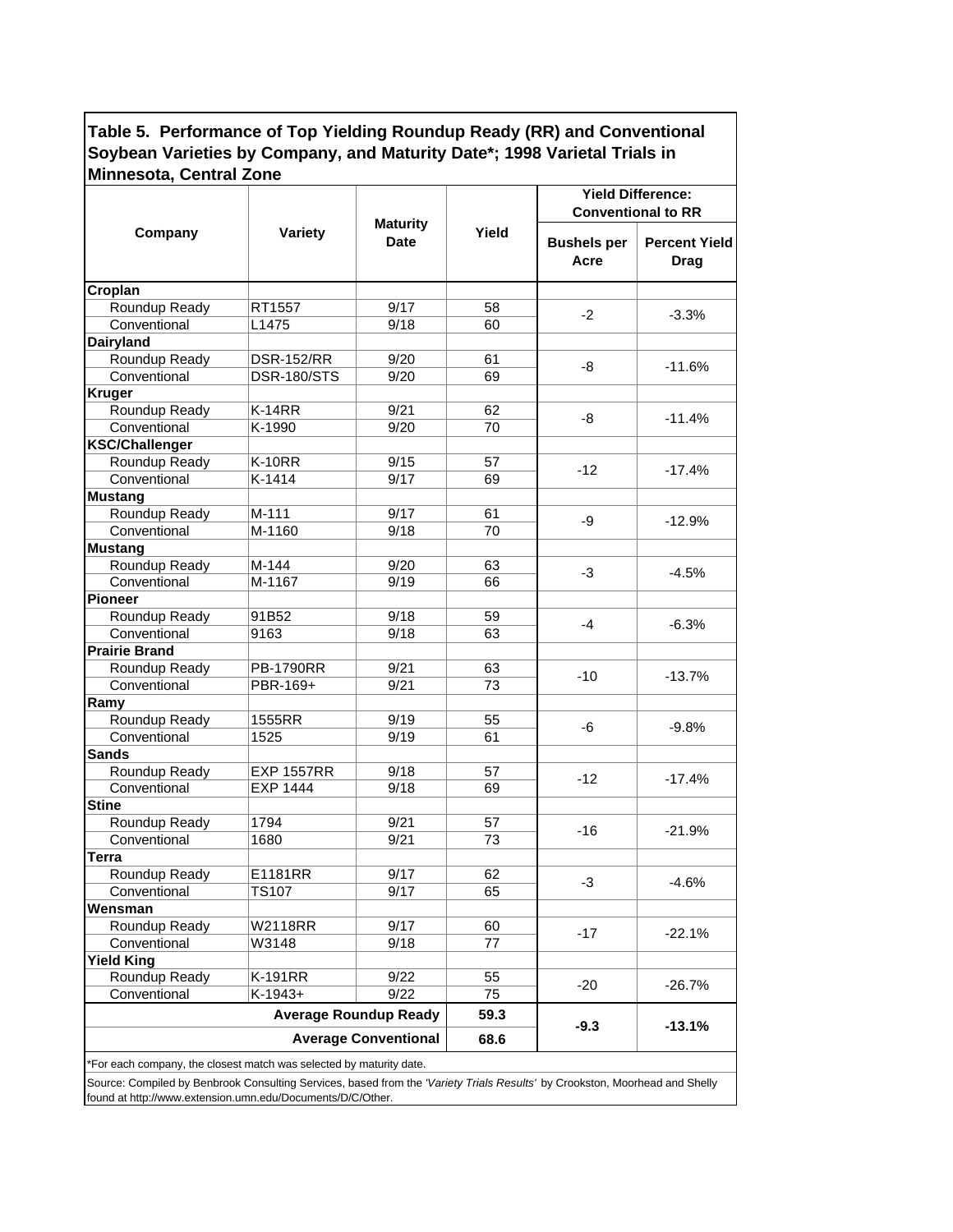**Table 5. Performance of Top Yielding Roundup Ready (RR) and Conventional Soybean Varieties by Company, and Maturity Date*; 1998 Varietal Trials in Minnesota, Central Zone**

| Company | Variety | Maturity Date | Yield | Yield Difference: Conventional to RR | |
|---|---|---|---|---|---|
| | | | | Bushels per Acre | Percent Yield Drag |
| **Croplan** | | | | | |
| Roundup Ready | RT1557 | 9/17 | 58 | -2 | -3.3% |
| Conventional | L1475 | 9/18 | 60 | | |
| **Dairyland** | | | | | |
| Roundup Ready | DSR-152/RR | 9/20 | 61 | -8 | -11.6% |
| Conventional | DSR-180/STS | 9/20 | 69 | | |
| **Kruger** | | | | | |
| Roundup Ready | K-14RR | 9/21 | 62 | -8 | -11.4% |
| Conventional | K-1990 | 9/20 | 70 | | |
| **KSC/Challenger** | | | | | |
| Roundup Ready | K-10RR | 9/15 | 57 | -12 | -17.4% |
| Conventional | K-1414 | 9/17 | 69 | | |
| **Mustang** | | | | | |
| Roundup Ready | M-111 | 9/17 | 61 | -9 | -12.9% |
| Conventional | M-1160 | 9/18 | 70 | | |
| **Mustang** | | | | | |
| Roundup Ready | M-144 | 9/20 | 63 | -3 | -4.5% |
| Conventional | M-1167 | 9/19 | 66 | | |
| **Pioneer** | | | | | |
| Roundup Ready | 91B52 | 9/18 | 59 | -4 | -6.3% |
| Conventional | 9163 | 9/18 | 63 | | |
| **Prairie Brand** | | | | | |
| Roundup Ready | PB-1790RR | 9/21 | 63 | -10 | -13.7% |
| Conventional | PBR-169+ | 9/21 | 73 | | |
| **Ramy** | | | | | |
| Roundup Ready | 1555RR | 9/19 | 55 | -6 | -9.8% |
| Conventional | 1525 | 9/19 | 61 | | |
| **Sands** | | | | | |
| Roundup Ready | EXP 1557RR | 9/18 | 57 | -12 | -17.4% |
| Conventional | EXP 1444 | 9/18 | 69 | | |
| **Stine** | | | | | |
| Roundup Ready | 1794 | 9/21 | 57 | -16 | -21.9% |
| Conventional | 1680 | 9/21 | 73 | | |
| **Terra** | | | | | |
| Roundup Ready | E1181RR | 9/17 | 62 | -3 | -4.6% |
| Conventional | TS107 | 9/17 | 65 | | |
| **Wensman** | | | | | |
| Roundup Ready | W2118RR | 9/17 | 60 | -17 | -22.1% |
| Conventional | W3148 | 9/18 | 77 | | |
| **Yield King** | | | | | |
| Roundup Ready | K-191RR | 9/22 | 55 | -20 | -26.7% |
| Conventional | K-1943+ | 9/22 | 75 | | |
| | | **Average Roundup Ready** | **59.3** | **-9.3** | **-13.1%** |
| | | **Average Conventional** | **68.6** | | |

*For each company, the closest match was selected by maturity date.

Source: Compiled by Benbrook Consulting Services, based from the *'Variety Trials Results'* by Crookston, Moorhead and Shelly found at http://www.extension.umn.edu/Documents/D/C/Other.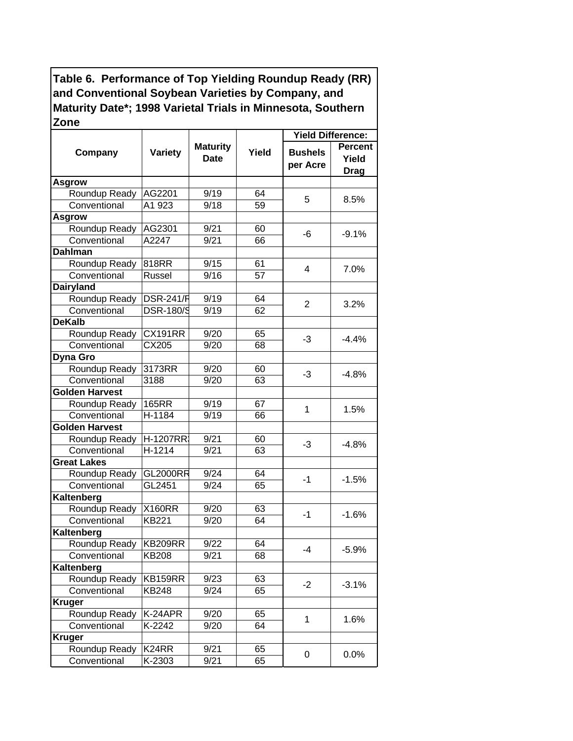**Table 6. Performance of Top Yielding Roundup Ready (RR) and Conventional Soybean Varieties by Company, and Maturity Date*; 1998 Varietal Trials in Minnesota, Southern Zone**

| Company | Variety | Maturity Date | Yield | Yield Difference: | |
|---|---|---|---|---|---|
| | | | | Bushels per Acre | Percent Yield Drag |
| **Asgrow** | | | | | |
| Roundup Ready | AG2201 | 9/19 | 64 | 5 | 8.5% |
| Conventional | A1 923 | 9/18 | 59 | | |
| **Asgrow** | | | | | |
| Roundup Ready | AG2301 | 9/21 | 60 | -6 | -9.1% |
| Conventional | A2247 | 9/21 | 66 | | |
| **Dahlman** | | | | | |
| Roundup Ready | 818RR | 9/15 | 61 | 4 | 7.0% |
| Conventional | Russel | 9/16 | 57 | | |
| **Dairyland** | | | | | |
| Roundup Ready | DSR-241/R | 9/19 | 64 | 2 | 3.2% |
| Conventional | DSR-180/S | 9/19 | 62 | | |
| **DeKalb** | | | | | |
| Roundup Ready | CX191RR | 9/20 | 65 | -3 | -4.4% |
| Conventional | CX205 | 9/20 | 68 | | |
| **Dyna Gro** | | | | | |
| Roundup Ready | 3173RR | 9/20 | 60 | -3 | -4.8% |
| Conventional | 3188 | 9/20 | 63 | | |
| **Golden Harvest** | | | | | |
| Roundup Ready | 165RR | 9/19 | 67 | 1 | 1.5% |
| Conventional | H-1184 | 9/19 | 66 | | |
| **Golden Harvest** | | | | | |
| Roundup Ready | H-1207RR | 9/21 | 60 | -3 | -4.8% |
| Conventional | H-1214 | 9/21 | 63 | | |
| **Great Lakes** | | | | | |
| Roundup Ready | GL2000RR | 9/24 | 64 | -1 | -1.5% |
| Conventional | GL2451 | 9/24 | 65 | | |
| **Kaltenberg** | | | | | |
| Roundup Ready | X160RR | 9/20 | 63 | -1 | -1.6% |
| Conventional | KB221 | 9/20 | 64 | | |
| **Kaltenberg** | | | | | |
| Roundup Ready | KB209RR | 9/22 | 64 | -4 | -5.9% |
| Conventional | KB208 | 9/21 | 68 | | |
| **Kaltenberg** | | | | | |
| Roundup Ready | KB159RR | 9/23 | 63 | -2 | -3.1% |
| Conventional | KB248 | 9/24 | 65 | | |
| **Kruger** | | | | | |
| Roundup Ready | K-24APR | 9/20 | 65 | 1 | 1.6% |
| Conventional | K-2242 | 9/20 | 64 | | |
| **Kruger** | | | | | |
| Roundup Ready | K24RR | 9/21 | 65 | 0 | 0.0% |
| Conventional | K-2303 | 9/21 | 65 | | |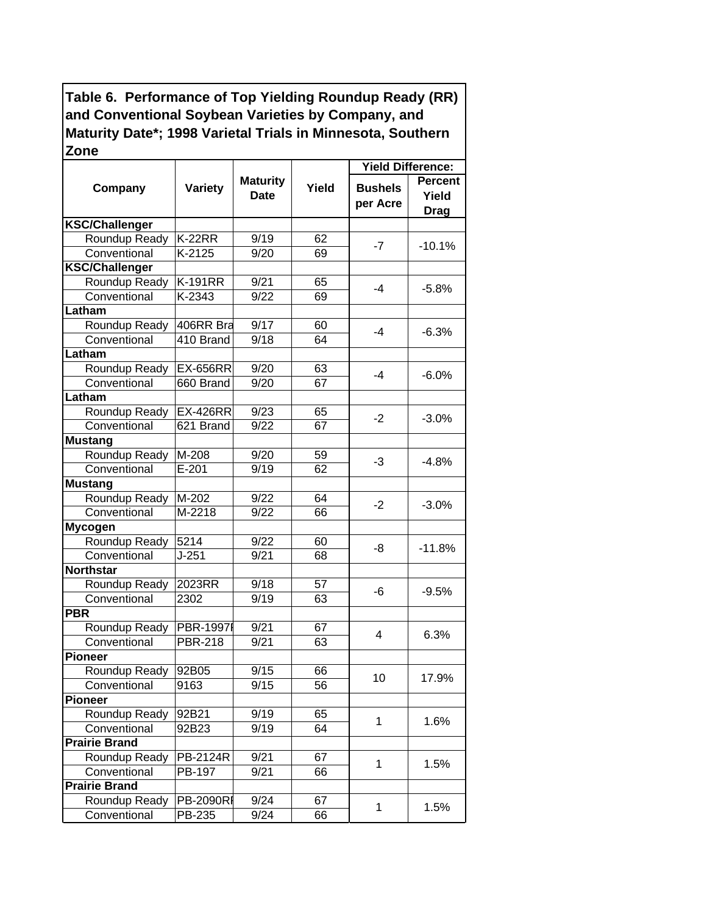**Table 6. Performance of Top Yielding Roundup Ready (RR) and Conventional Soybean Varieties by Company, and Maturity Date*; 1998 Varietal Trials in Minnesota, Southern Zone**

| Company | Variety | Maturity Date | Yield | Yield Difference: Bushels per Acre | Yield Difference: Percent Yield Drag |
|---|---|---|---|---|---|
| **KSC/Challenger** | | | | | |
| Roundup Ready | K-22RR | 9/19 | 62 | -7 | -10.1% |
| Conventional | K-2125 | 9/20 | 69 | | |
| **KSC/Challenger** | | | | | |
| Roundup Ready | K-191RR | 9/21 | 65 | -4 | -5.8% |
| Conventional | K-2343 | 9/22 | 69 | | |
| **Latham** | | | | | |
| Roundup Ready | 406RR Bra | 9/17 | 60 | -4 | -6.3% |
| Conventional | 410 Brand | 9/18 | 64 | | |
| **Latham** | | | | | |
| Roundup Ready | EX-656RR | 9/20 | 63 | -4 | -6.0% |
| Conventional | 660 Brand | 9/20 | 67 | | |
| **Latham** | | | | | |
| Roundup Ready | EX-426RR | 9/23 | 65 | -2 | -3.0% |
| Conventional | 621 Brand | 9/22 | 67 | | |
| **Mustang** | | | | | |
| Roundup Ready | M-208 | 9/20 | 59 | -3 | -4.8% |
| Conventional | E-201 | 9/19 | 62 | | |
| **Mustang** | | | | | |
| Roundup Ready | M-202 | 9/22 | 64 | -2 | -3.0% |
| Conventional | M-2218 | 9/22 | 66 | | |
| **Mycogen** | | | | | |
| Roundup Ready | 5214 | 9/22 | 60 | -8 | -11.8% |
| Conventional | J-251 | 9/21 | 68 | | |
| **Northstar** | | | | | |
| Roundup Ready | 2023RR | 9/18 | 57 | -6 | -9.5% |
| Conventional | 2302 | 9/19 | 63 | | |
| **PBR** | | | | | |
| Roundup Ready | PBR-1997I | 9/21 | 67 | 4 | 6.3% |
| Conventional | PBR-218 | 9/21 | 63 | | |
| **Pioneer** | | | | | |
| Roundup Ready | 92B05 | 9/15 | 66 | 10 | 17.9% |
| Conventional | 9163 | 9/15 | 56 | | |
| **Pioneer** | | | | | |
| Roundup Ready | 92B21 | 9/19 | 65 | 1 | 1.6% |
| Conventional | 92B23 | 9/19 | 64 | | |
| **Prairie Brand** | | | | | |
| Roundup Ready | PB-2124R | 9/21 | 67 | 1 | 1.5% |
| Conventional | PB-197 | 9/21 | 66 | | |
| **Prairie Brand** | | | | | |
| Roundup Ready | PB-2090RI | 9/24 | 67 | 1 | 1.5% |
| Conventional | PB-235 | 9/24 | 66 | | |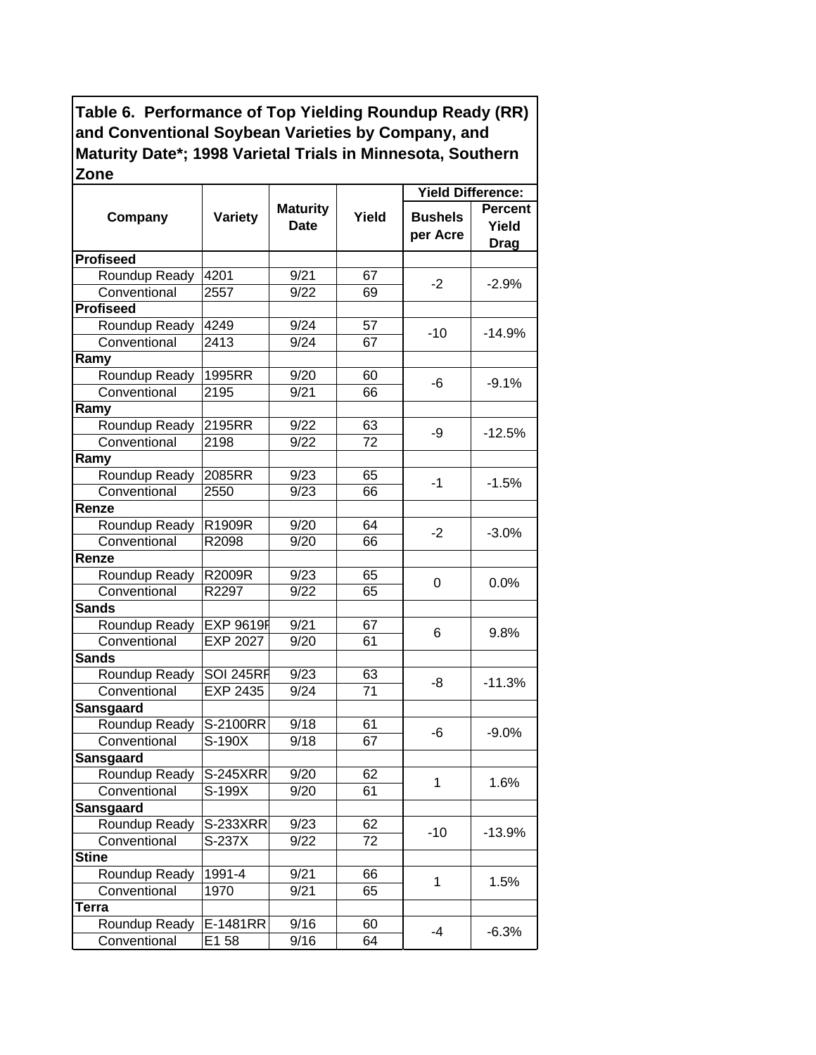**Table 6. Performance of Top Yielding Roundup Ready (RR) and Conventional Soybean Varieties by Company, and Maturity Date*; 1998 Varietal Trials in Minnesota, Southern Zone**

| Company | Variety | Maturity Date | Yield | Yield Difference: Bushels per Acre | Yield Difference: Percent Yield Drag |
|---|---|---|---|---|---|
| **Profiseed** | | | | | |
| Roundup Ready | 4201 | 9/21 | 67 | -2 | -2.9% |
| Conventional | 2557 | 9/22 | 69 | | |
| **Profiseed** | | | | | |
| Roundup Ready | 4249 | 9/24 | 57 | -10 | -14.9% |
| Conventional | 2413 | 9/24 | 67 | | |
| **Ramy** | | | | | |
| Roundup Ready | 1995RR | 9/20 | 60 | -6 | -9.1% |
| Conventional | 2195 | 9/21 | 66 | | |
| **Ramy** | | | | | |
| Roundup Ready | 2195RR | 9/22 | 63 | -9 | -12.5% |
| Conventional | 2198 | 9/22 | 72 | | |
| **Ramy** | | | | | |
| Roundup Ready | 2085RR | 9/23 | 65 | -1 | -1.5% |
| Conventional | 2550 | 9/23 | 66 | | |
| **Renze** | | | | | |
| Roundup Ready | R1909R | 9/20 | 64 | -2 | -3.0% |
| Conventional | R2098 | 9/20 | 66 | | |
| **Renze** | | | | | |
| Roundup Ready | R2009R | 9/23 | 65 | 0 | 0.0% |
| Conventional | R2297 | 9/22 | 65 | | |
| **Sands** | | | | | |
| Roundup Ready | EXP 9619F | 9/21 | 67 | 6 | 9.8% |
| Conventional | EXP 2027 | 9/20 | 61 | | |
| **Sands** | | | | | |
| Roundup Ready | SOI 245RF | 9/23 | 63 | -8 | -11.3% |
| Conventional | EXP 2435 | 9/24 | 71 | | |
| **Sansgaard** | | | | | |
| Roundup Ready | S-2100RR | 9/18 | 61 | -6 | -9.0% |
| Conventional | S-190X | 9/18 | 67 | | |
| **Sansgaard** | | | | | |
| Roundup Ready | S-245XRR | 9/20 | 62 | 1 | 1.6% |
| Conventional | S-199X | 9/20 | 61 | | |
| **Sansgaard** | | | | | |
| Roundup Ready | S-233XRR | 9/23 | 62 | -10 | -13.9% |
| Conventional | S-237X | 9/22 | 72 | | |
| **Stine** | | | | | |
| Roundup Ready | 1991-4 | 9/21 | 66 | 1 | 1.5% |
| Conventional | 1970 | 9/21 | 65 | | |
| **Terra** | | | | | |
| Roundup Ready | E-1481RR | 9/16 | 60 | -4 | -6.3% |
| Conventional | E1 58 | 9/16 | 64 | | |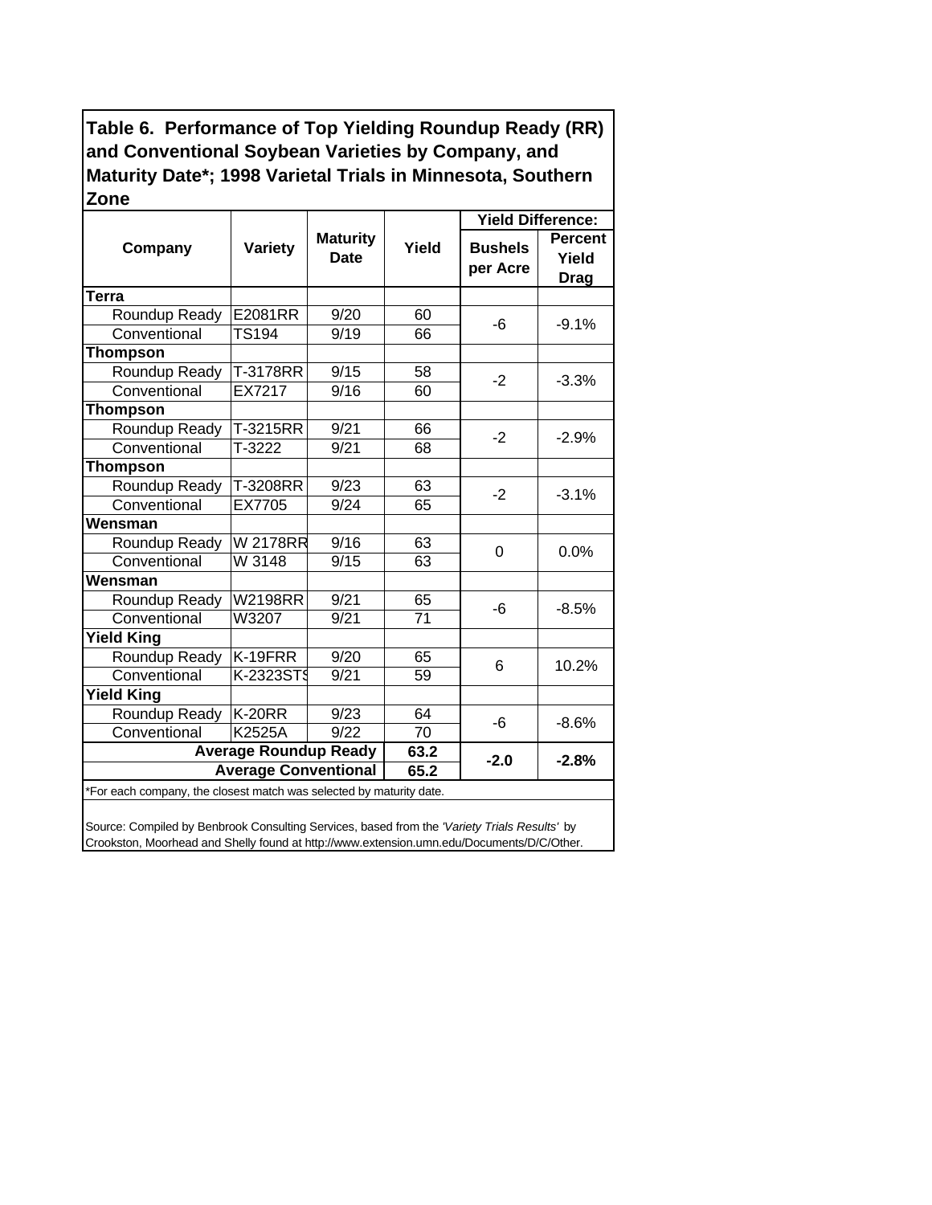**Table 6. Performance of Top Yielding Roundup Ready (RR) and Conventional Soybean Varieties by Company, and Maturity Date*; 1998 Varietal Trials in Minnesota, Southern Zone**

| Company | Variety | Maturity Date | Yield | Yield Difference: Bushels per Acre | Yield Difference: Percent Yield Drag |
|---|---|---|---|---|---|
| **Terra** | | | | | |
| Roundup Ready | E2081RR | 9/20 | 60 | -6 | -9.1% |
| Conventional | TS194 | 9/19 | 66 | | |
| **Thompson** | | | | | |
| Roundup Ready | T-3178RR | 9/15 | 58 | -2 | -3.3% |
| Conventional | EX7217 | 9/16 | 60 | | |
| **Thompson** | | | | | |
| Roundup Ready | T-3215RR | 9/21 | 66 | -2 | -2.9% |
| Conventional | T-3222 | 9/21 | 68 | | |
| **Thompson** | | | | | |
| Roundup Ready | T-3208RR | 9/23 | 63 | -2 | -3.1% |
| Conventional | EX7705 | 9/24 | 65 | | |
| **Wensman** | | | | | |
| Roundup Ready | W 2178RR | 9/16 | 63 | 0 | 0.0% |
| Conventional | W 3148 | 9/15 | 63 | | |
| **Wensman** | | | | | |
| Roundup Ready | W2198RR | 9/21 | 65 | -6 | -8.5% |
| Conventional | W3207 | 9/21 | 71 | | |
| **Yield King** | | | | | |
| Roundup Ready | K-19FRR | 9/20 | 65 | 6 | 10.2% |
| Conventional | K-2323STS | 9/21 | 59 | | |
| **Yield King** | | | | | |
| Roundup Ready | K-20RR | 9/23 | 64 | -6 | -8.6% |
| Conventional | K2525A | 9/22 | 70 | | |
| **Average Roundup Ready** | | | **63.2** | **-2.0** | **-2.8%** |
| **Average Conventional** | | | **65.2** | | |

*For each company, the closest match was selected by maturity date.

Source: Compiled by Benbrook Consulting Services, based from the *'Variety Trials Results'* by Crookston, Moorhead and Shelly found at http://www.extension.umn.edu/Documents/D/C/Other.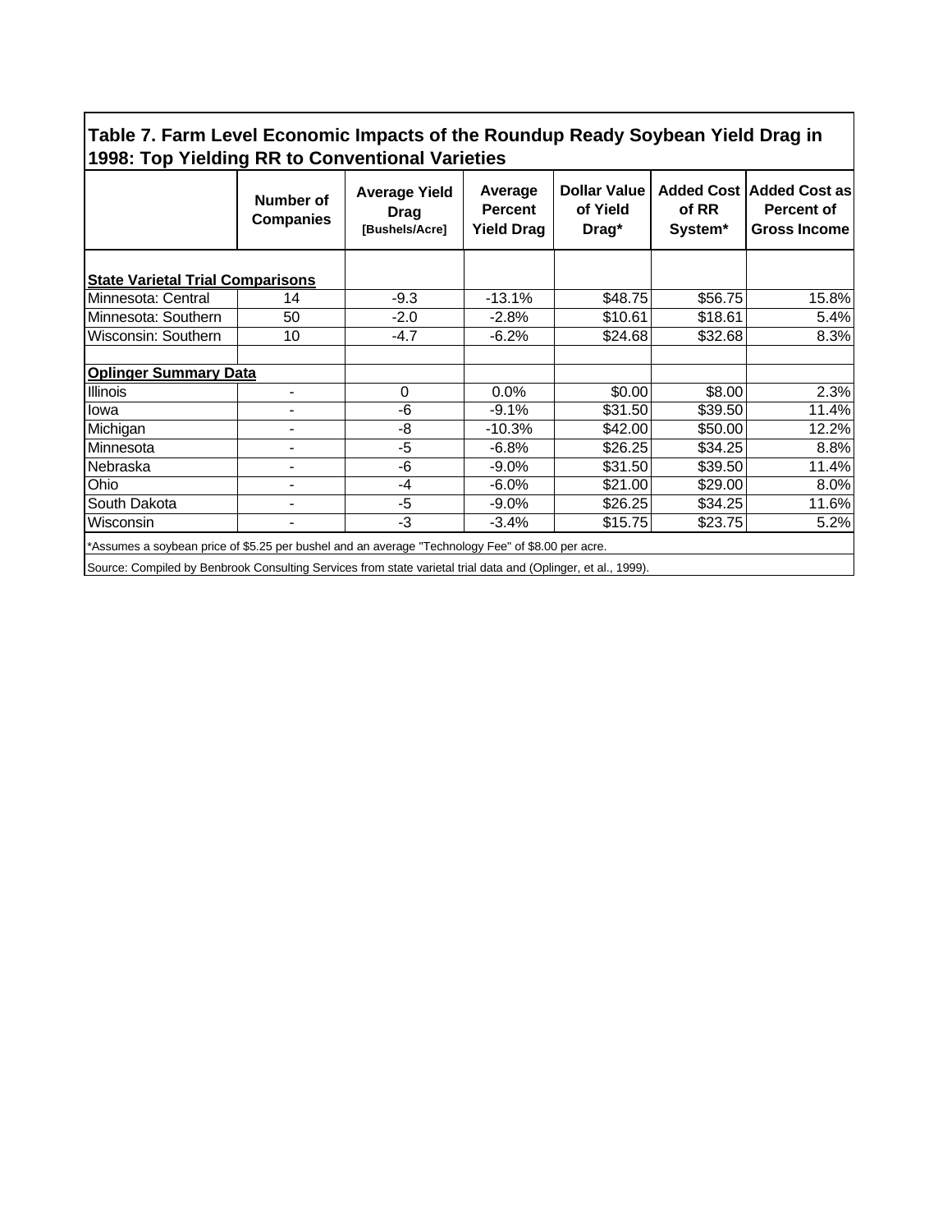**Table 7. Farm Level Economic Impacts of the Roundup Ready Soybean Yield Drag in 1998: Top Yielding RR to Conventional Varieties**

| | Number of Companies | Average Yield Drag [Bushels/Acre] | Average Percent Yield Drag | Dollar Value of Yield Drag* | Added Cost of RR System* | Added Cost as Percent of Gross Income |
|---|---|---|---|---|---|---|
| **State Varietal Trial Comparisons** | | | | | | |
| Minnesota: Central | 14 | -9.3 | -13.1% | $48.75 | $56.75 | 15.8% |
| Minnesota: Southern | 50 | -2.0 | -2.8% | $10.61 | $18.61 | 5.4% |
| Wisconsin: Southern | 10 | -4.7 | -6.2% | $24.68 | $32.68 | 8.3% |
| | | | | | | |
| **Oplinger Summary Data** | | | | | | |
| Illinois | - | 0 | 0.0% | $0.00 | $8.00 | 2.3% |
| Iowa | - | -6 | -9.1% | $31.50 | $39.50 | 11.4% |
| Michigan | - | -8 | -10.3% | $42.00 | $50.00 | 12.2% |
| Minnesota | - | -5 | -6.8% | $26.25 | $34.25 | 8.8% |
| Nebraska | - | -6 | -9.0% | $31.50 | $39.50 | 11.4% |
| Ohio | - | -4 | -6.0% | $21.00 | $29.00 | 8.0% |
| South Dakota | - | -5 | -9.0% | $26.25 | $34.25 | 11.6% |
| Wisconsin | - | -3 | -3.4% | $15.75 | $23.75 | 5.2% |

*Assumes a soybean price of $5.25 per bushel and an average "Technology Fee" of $8.00 per acre.

Source: Compiled by Benbrook Consulting Services from state varietal trial data and (Oplinger, et al., 1999).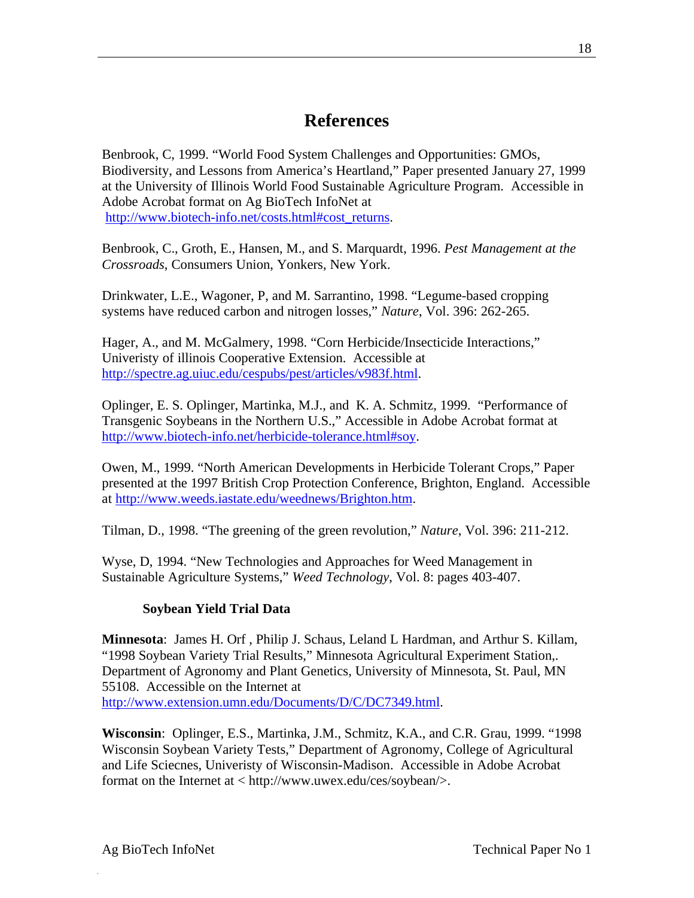# References

Benbrook, C, 1999. "World Food System Challenges and Opportunities: GMOs, Biodiversity, and Lessons from America's Heartland," Paper presented January 27, 1999 at the University of Illinois World Food Sustainable Agriculture Program. Accessible in Adobe Acrobat format on Ag BioTech InfoNet at http://www.biotech-info.net/costs.html#cost_returns.

Benbrook, C., Groth, E., Hansen, M., and S. Marquardt, 1996. *Pest Management at the Crossroads*, Consumers Union, Yonkers, New York.

Drinkwater, L.E., Wagoner, P, and M. Sarrantino, 1998. "Legume-based cropping systems have reduced carbon and nitrogen losses," *Nature*, Vol. 396: 262-265.

Hager, A., and M. McGalmery, 1998. "Corn Herbicide/Insecticide Interactions," Univeristy of illinois Cooperative Extension. Accessible at http://spectre.ag.uiuc.edu/cespubs/pest/articles/v983f.html.

Oplinger, E. S. Oplinger, Martinka, M.J., and K. A. Schmitz, 1999. "Performance of Transgenic Soybeans in the Northern U.S.," Accessible in Adobe Acrobat format at http://www.biotech-info.net/herbicide-tolerance.html#soy.

Owen, M., 1999. "North American Developments in Herbicide Tolerant Crops," Paper presented at the 1997 British Crop Protection Conference, Brighton, England. Accessible at http://www.weeds.iastate.edu/weednews/Brighton.htm.

Tilman, D., 1998. "The greening of the green revolution," *Nature*, Vol. 396: 211-212.

Wyse, D, 1994. "New Technologies and Approaches for Weed Management in Sustainable Agriculture Systems," *Weed Technology*, Vol. 8: pages 403-407.

### Soybean Yield Trial Data

**Minnesota**: James H. Orf , Philip J. Schaus, Leland L Hardman, and Arthur S. Killam, "1998 Soybean Variety Trial Results," Minnesota Agricultural Experiment Station,. Department of Agronomy and Plant Genetics, University of Minnesota, St. Paul, MN 55108. Accessible on the Internet at http://www.extension.umn.edu/Documents/D/C/DC7349.html.

**Wisconsin**: Oplinger, E.S., Martinka, J.M., Schmitz, K.A., and C.R. Grau, 1999. "1998 Wisconsin Soybean Variety Tests," Department of Agronomy, College of Agricultural and Life Sciecnes, Univeristy of Wisconsin-Madison. Accessible in Adobe Acrobat format on the Internet at < http://www.uwex.edu/ces/soybean/>.